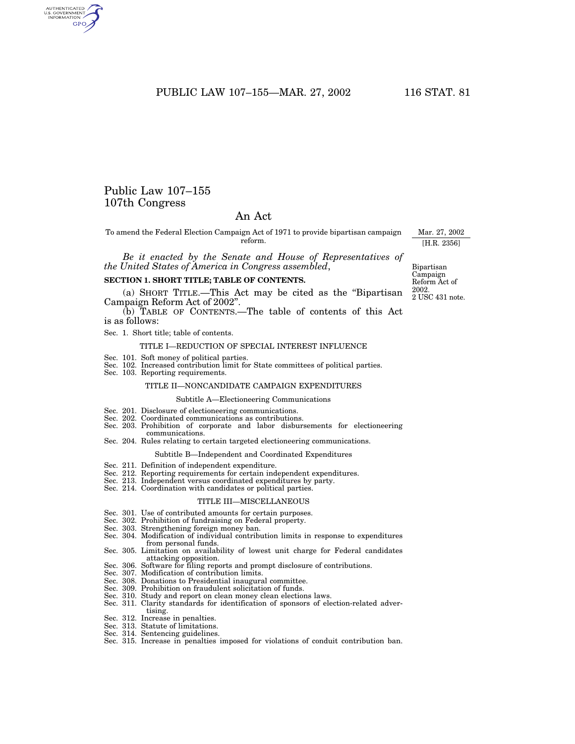# Public Law 107–155
## 107th Congress

## An Act

To amend the Federal Election Campaign Act of 1971 to provide bipartisan campaign reform.

Mar. 27, 2002
[H.R. 2356]

*Be it enacted by the Senate and House of Representatives of the United States of America in Congress assembled*,

Bipartisan Campaign Reform Act of 2002.
2 USC 431 note.

### SECTION 1. SHORT TITLE; TABLE OF CONTENTS.

(a) SHORT TITLE.—This Act may be cited as the "Bipartisan Campaign Reform Act of 2002".

(b) TABLE OF CONTENTS.—The table of contents of this Act is as follows:

Sec. 1. Short title; table of contents.

TITLE I—REDUCTION OF SPECIAL INTEREST INFLUENCE

Sec. 101. Soft money of political parties.
Sec. 102. Increased contribution limit for State committees of political parties.
Sec. 103. Reporting requirements.

TITLE II—NONCANDIDATE CAMPAIGN EXPENDITURES

Subtitle A—Electioneering Communications

Sec. 201. Disclosure of electioneering communications.
Sec. 202. Coordinated communications as contributions.
Sec. 203. Prohibition of corporate and labor disbursements for electioneering communications.
Sec. 204. Rules relating to certain targeted electioneering communications.

Subtitle B—Independent and Coordinated Expenditures

Sec. 211. Definition of independent expenditure.
Sec. 212. Reporting requirements for certain independent expenditures.
Sec. 213. Independent versus coordinated expenditures by party.
Sec. 214. Coordination with candidates or political parties.

TITLE III—MISCELLANEOUS

Sec. 301. Use of contributed amounts for certain purposes.
Sec. 302. Prohibition of fundraising on Federal property.
Sec. 303. Strengthening foreign money ban.
Sec. 304. Modification of individual contribution limits in response to expenditures from personal funds.
Sec. 305. Limitation on availability of lowest unit charge for Federal candidates attacking opposition.
Sec. 306. Software for filing reports and prompt disclosure of contributions.
Sec. 307. Modification of contribution limits.
Sec. 308. Donations to Presidential inaugural committee.
Sec. 309. Prohibition on fraudulent solicitation of funds.
Sec. 310. Study and report on clean money clean elections laws.
Sec. 311. Clarity standards for identification of sponsors of election-related advertising.
Sec. 312. Increase in penalties.
Sec. 313. Statute of limitations.
Sec. 314. Sentencing guidelines.
Sec. 315. Increase in penalties imposed for violations of conduit contribution ban.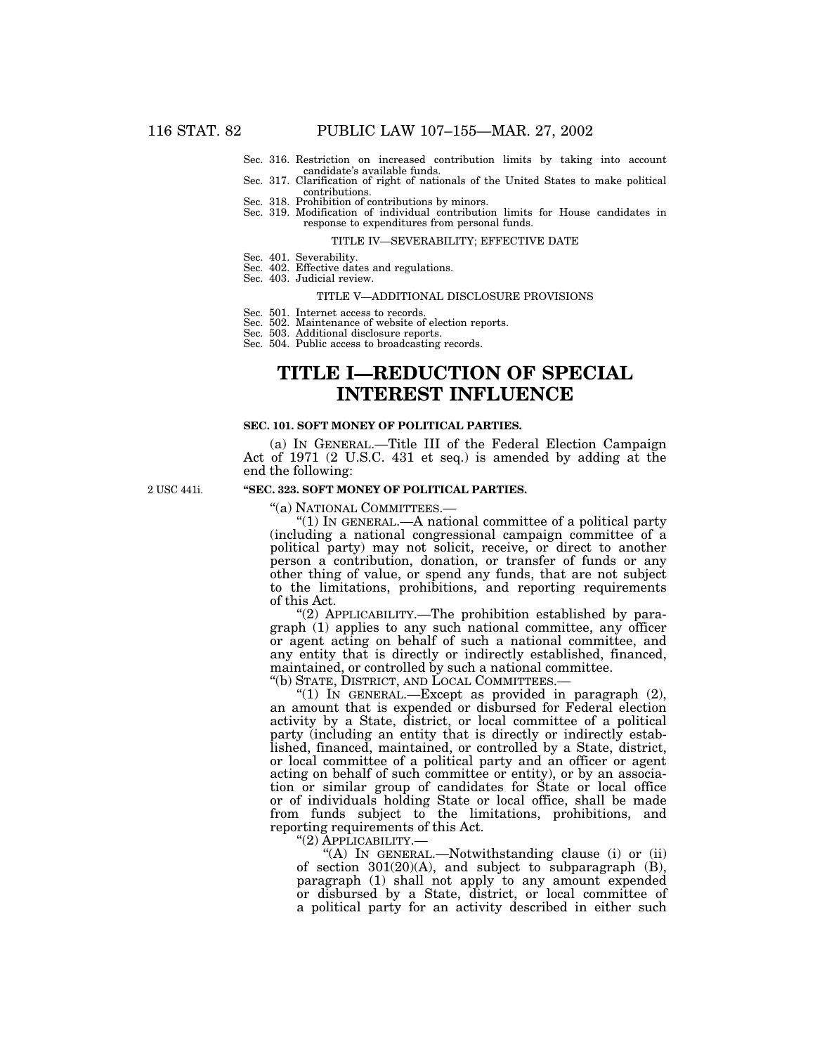Sec. 316. Restriction on increased contribution limits by taking into account candidate's available funds.
Sec. 317. Clarification of right of nationals of the United States to make political contributions.
Sec. 318. Prohibition of contributions by minors.
Sec. 319. Modification of individual contribution limits for House candidates in response to expenditures from personal funds.

TITLE IV—SEVERABILITY; EFFECTIVE DATE

Sec. 401. Severability.
Sec. 402. Effective dates and regulations.
Sec. 403. Judicial review.

TITLE V—ADDITIONAL DISCLOSURE PROVISIONS

Sec. 501. Internet access to records.
Sec. 502. Maintenance of website of election reports.
Sec. 503. Additional disclosure reports.
Sec. 504. Public access to broadcasting records.

# TITLE I—REDUCTION OF SPECIAL INTEREST INFLUENCE

### SEC. 101. SOFT MONEY OF POLITICAL PARTIES.

(a) IN GENERAL.—Title III of the Federal Election Campaign Act of 1971 (2 U.S.C. 431 et seq.) is amended by adding at the end the following:

2 USC 441i.

**"SEC. 323. SOFT MONEY OF POLITICAL PARTIES.**

"(a) NATIONAL COMMITTEES.—

"(1) IN GENERAL.—A national committee of a political party (including a national congressional campaign committee of a political party) may not solicit, receive, or direct to another person a contribution, donation, or transfer of funds or any other thing of value, or spend any funds, that are not subject to the limitations, prohibitions, and reporting requirements of this Act.

"(2) APPLICABILITY.—The prohibition established by paragraph (1) applies to any such national committee, any officer or agent acting on behalf of such a national committee, and any entity that is directly or indirectly established, financed, maintained, or controlled by such a national committee.

"(b) STATE, DISTRICT, AND LOCAL COMMITTEES.—

"(1) IN GENERAL.—Except as provided in paragraph (2), an amount that is expended or disbursed for Federal election activity by a State, district, or local committee of a political party (including an entity that is directly or indirectly established, financed, maintained, or controlled by a State, district, or local committee of a political party and an officer or agent acting on behalf of such committee or entity), or by an association or similar group of candidates for State or local office or of individuals holding State or local office, shall be made from funds subject to the limitations, prohibitions, and reporting requirements of this Act.

"(2) APPLICABILITY.—

"(A) IN GENERAL.—Notwithstanding clause (i) or (ii) of section 301(20)(A), and subject to subparagraph (B), paragraph (1) shall not apply to any amount expended or disbursed by a State, district, or local committee of a political party for an activity described in either such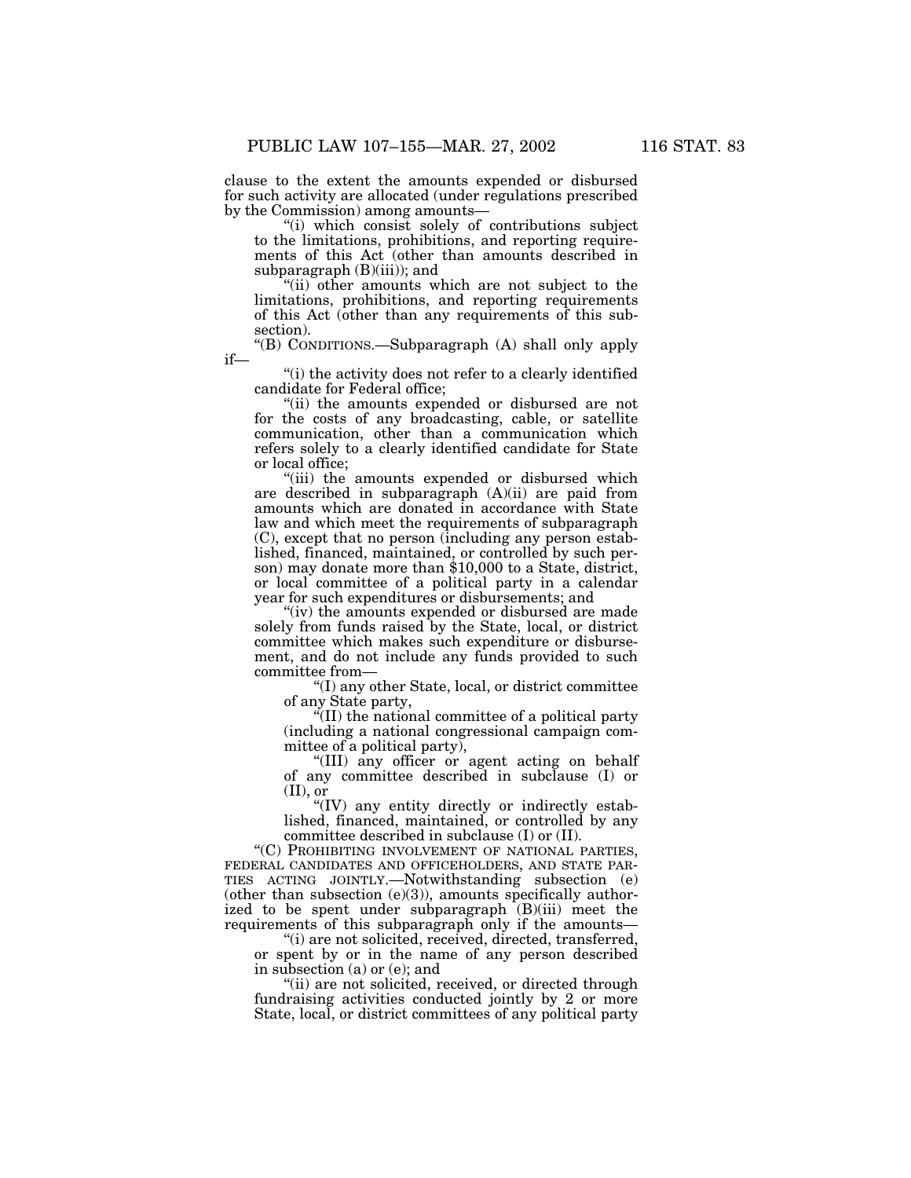clause to the extent the amounts expended or disbursed for such activity are allocated (under regulations prescribed by the Commission) among amounts—

"(i) which consist solely of contributions subject to the limitations, prohibitions, and reporting requirements of this Act (other than amounts described in subparagraph (B)(iii)); and

"(ii) other amounts which are not subject to the limitations, prohibitions, and reporting requirements of this Act (other than any requirements of this subsection).

"(B) CONDITIONS.—Subparagraph (A) shall only apply if—

"(i) the activity does not refer to a clearly identified candidate for Federal office;

"(ii) the amounts expended or disbursed are not for the costs of any broadcasting, cable, or satellite communication, other than a communication which refers solely to a clearly identified candidate for State or local office;

"(iii) the amounts expended or disbursed which are described in subparagraph (A)(ii) are paid from amounts which are donated in accordance with State law and which meet the requirements of subparagraph (C), except that no person (including any person established, financed, maintained, or controlled by such person) may donate more than $10,000 to a State, district, or local committee of a political party in a calendar year for such expenditures or disbursements; and

"(iv) the amounts expended or disbursed are made solely from funds raised by the State, local, or district committee which makes such expenditure or disbursement, and do not include any funds provided to such committee from—

"(I) any other State, local, or district committee of any State party,

"(II) the national committee of a political party (including a national congressional campaign committee of a political party),

"(III) any officer or agent acting on behalf of any committee described in subclause (I) or (II), or

"(IV) any entity directly or indirectly established, financed, maintained, or controlled by any committee described in subclause (I) or (II).

"(C) PROHIBITING INVOLVEMENT OF NATIONAL PARTIES, FEDERAL CANDIDATES AND OFFICEHOLDERS, AND STATE PARTIES ACTING JOINTLY.—Notwithstanding subsection (e) (other than subsection (e)(3)), amounts specifically authorized to be spent under subparagraph (B)(iii) meet the requirements of this subparagraph only if the amounts—

"(i) are not solicited, received, directed, transferred, or spent by or in the name of any person described in subsection (a) or (e); and

"(ii) are not solicited, received, or directed through fundraising activities conducted jointly by 2 or more State, local, or district committees of any political party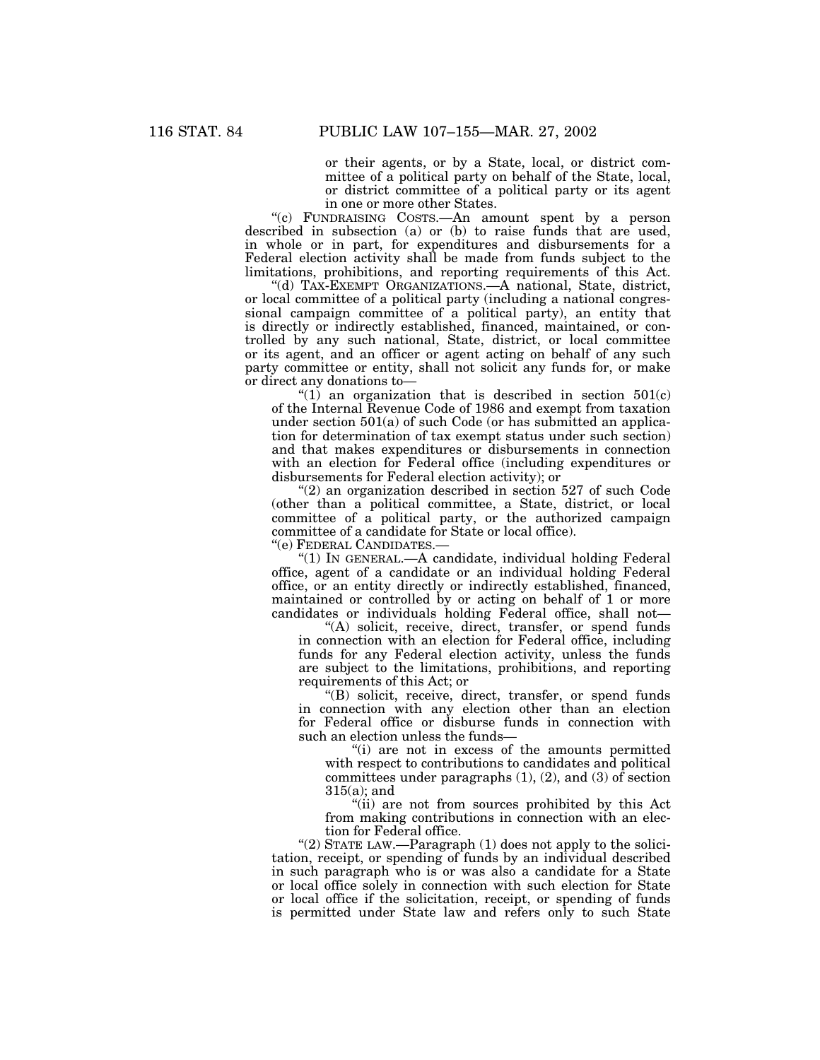or their agents, or by a State, local, or district committee of a political party on behalf of the State, local, or district committee of a political party or its agent in one or more other States.

"(c) FUNDRAISING COSTS.—An amount spent by a person described in subsection (a) or (b) to raise funds that are used, in whole or in part, for expenditures and disbursements for a Federal election activity shall be made from funds subject to the limitations, prohibitions, and reporting requirements of this Act.

"(d) TAX-EXEMPT ORGANIZATIONS.—A national, State, district, or local committee of a political party (including a national congressional campaign committee of a political party), an entity that is directly or indirectly established, financed, maintained, or controlled by any such national, State, district, or local committee or its agent, and an officer or agent acting on behalf of any such party committee or entity, shall not solicit any funds for, or make or direct any donations to—

"(1) an organization that is described in section 501(c) of the Internal Revenue Code of 1986 and exempt from taxation under section 501(a) of such Code (or has submitted an application for determination of tax exempt status under such section) and that makes expenditures or disbursements in connection with an election for Federal office (including expenditures or disbursements for Federal election activity); or

"(2) an organization described in section 527 of such Code (other than a political committee, a State, district, or local committee of a political party, or the authorized campaign committee of a candidate for State or local office).

"(e) FEDERAL CANDIDATES.—

"(1) IN GENERAL.—A candidate, individual holding Federal office, agent of a candidate or an individual holding Federal office, or an entity directly or indirectly established, financed, maintained or controlled by or acting on behalf of 1 or more candidates or individuals holding Federal office, shall not—

"(A) solicit, receive, direct, transfer, or spend funds in connection with an election for Federal office, including funds for any Federal election activity, unless the funds are subject to the limitations, prohibitions, and reporting requirements of this Act; or

"(B) solicit, receive, direct, transfer, or spend funds in connection with any election other than an election for Federal office or disburse funds in connection with such an election unless the funds—

"(i) are not in excess of the amounts permitted with respect to contributions to candidates and political committees under paragraphs (1), (2), and (3) of section 315(a); and

"(ii) are not from sources prohibited by this Act from making contributions in connection with an election for Federal office.

"(2) STATE LAW.—Paragraph (1) does not apply to the solicitation, receipt, or spending of funds by an individual described in such paragraph who is or was also a candidate for a State or local office solely in connection with such election for State or local office if the solicitation, receipt, or spending of funds is permitted under State law and refers only to such State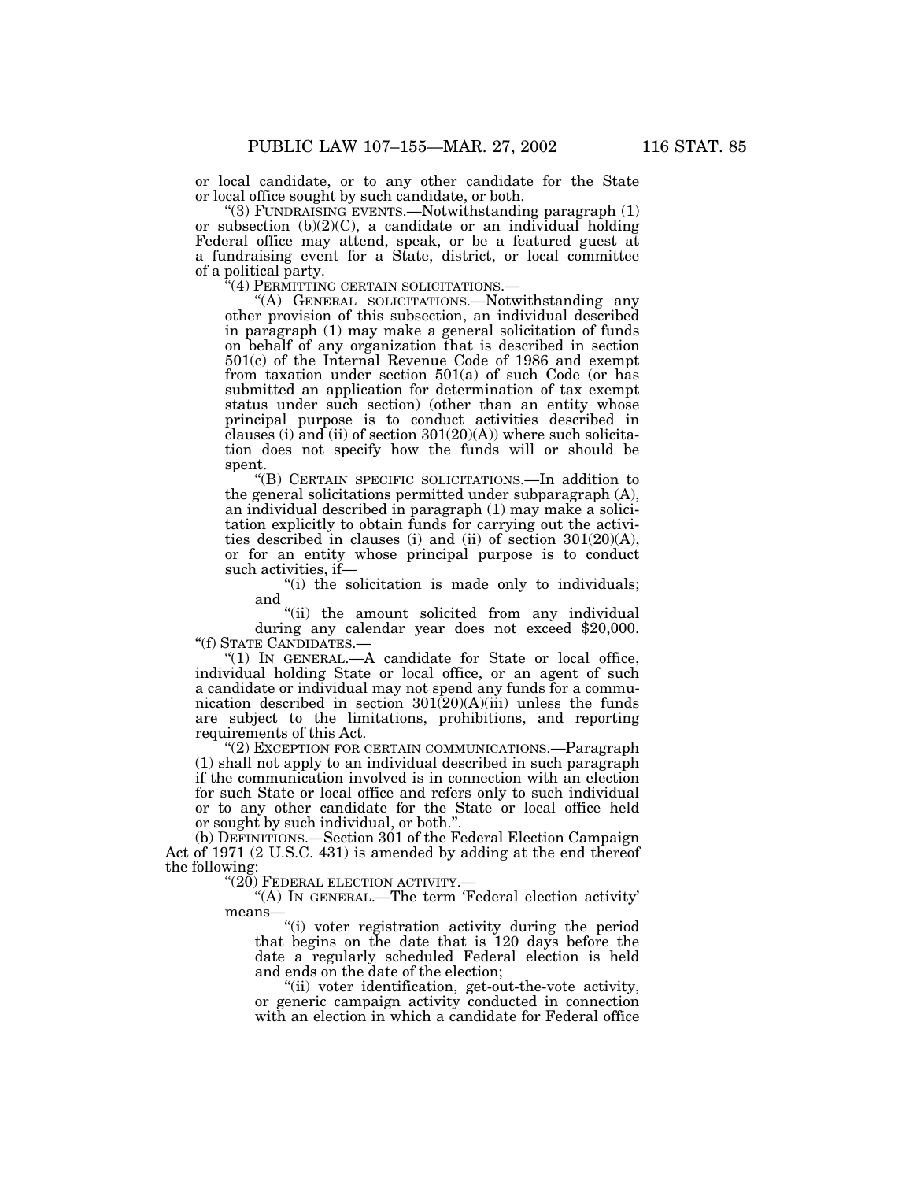or local candidate, or to any other candidate for the State or local office sought by such candidate, or both.

"(3) FUNDRAISING EVENTS.—Notwithstanding paragraph (1) or subsection (b)(2)(C), a candidate or an individual holding Federal office may attend, speak, or be a featured guest at a fundraising event for a State, district, or local committee of a political party.

"(4) PERMITTING CERTAIN SOLICITATIONS.—

"(A) GENERAL SOLICITATIONS.—Notwithstanding any other provision of this subsection, an individual described in paragraph (1) may make a general solicitation of funds on behalf of any organization that is described in section 501(c) of the Internal Revenue Code of 1986 and exempt from taxation under section 501(a) of such Code (or has submitted an application for determination of tax exempt status under such section) (other than an entity whose principal purpose is to conduct activities described in clauses (i) and (ii) of section 301(20)(A)) where such solicitation does not specify how the funds will or should be spent.

"(B) CERTAIN SPECIFIC SOLICITATIONS.—In addition to the general solicitations permitted under subparagraph (A), an individual described in paragraph (1) may make a solicitation explicitly to obtain funds for carrying out the activities described in clauses (i) and (ii) of section 301(20)(A), or for an entity whose principal purpose is to conduct such activities, if—

"(i) the solicitation is made only to individuals; and

"(ii) the amount solicited from any individual during any calendar year does not exceed $20,000.

"(f) STATE CANDIDATES.—

"(1) IN GENERAL.—A candidate for State or local office, individual holding State or local office, or an agent of such a candidate or individual may not spend any funds for a communication described in section 301(20)(A)(iii) unless the funds are subject to the limitations, prohibitions, and reporting requirements of this Act.

"(2) EXCEPTION FOR CERTAIN COMMUNICATIONS.—Paragraph (1) shall not apply to an individual described in such paragraph if the communication involved is in connection with an election for such State or local office and refers only to such individual or to any other candidate for the State or local office held or sought by such individual, or both.".

(b) DEFINITIONS.—Section 301 of the Federal Election Campaign Act of 1971 (2 U.S.C. 431) is amended by adding at the end thereof the following:

"(20) FEDERAL ELECTION ACTIVITY.—

"(A) IN GENERAL.—The term 'Federal election activity' means—

"(i) voter registration activity during the period that begins on the date that is 120 days before the date a regularly scheduled Federal election is held and ends on the date of the election;

"(ii) voter identification, get-out-the-vote activity, or generic campaign activity conducted in connection with an election in which a candidate for Federal office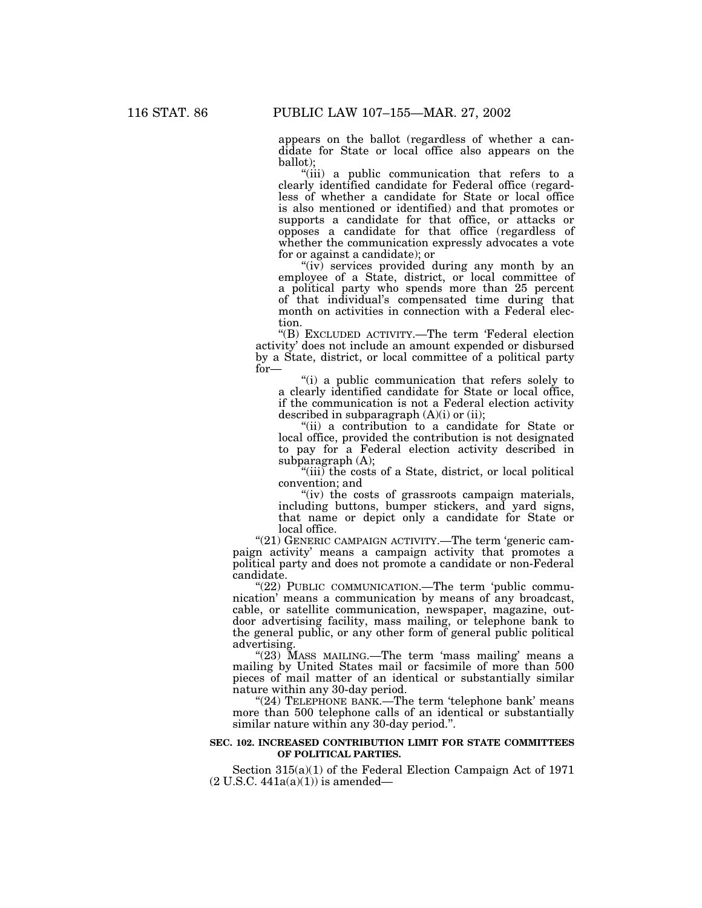appears on the ballot (regardless of whether a candidate for State or local office also appears on the ballot);

"(iii) a public communication that refers to a clearly identified candidate for Federal office (regardless of whether a candidate for State or local office is also mentioned or identified) and that promotes or supports a candidate for that office, or attacks or opposes a candidate for that office (regardless of whether the communication expressly advocates a vote for or against a candidate); or

"(iv) services provided during any month by an employee of a State, district, or local committee of a political party who spends more than 25 percent of that individual's compensated time during that month on activities in connection with a Federal election.

"(B) EXCLUDED ACTIVITY.—The term 'Federal election activity' does not include an amount expended or disbursed by a State, district, or local committee of a political party for—

"(i) a public communication that refers solely to a clearly identified candidate for State or local office, if the communication is not a Federal election activity described in subparagraph (A)(i) or (ii);

"(ii) a contribution to a candidate for State or local office, provided the contribution is not designated to pay for a Federal election activity described in subparagraph (A);

"(iii) the costs of a State, district, or local political convention; and

"(iv) the costs of grassroots campaign materials, including buttons, bumper stickers, and yard signs, that name or depict only a candidate for State or local office.

"(21) GENERIC CAMPAIGN ACTIVITY.—The term 'generic campaign activity' means a campaign activity that promotes a political party and does not promote a candidate or non-Federal candidate.

"(22) PUBLIC COMMUNICATION.—The term 'public communication' means a communication by means of any broadcast, cable, or satellite communication, newspaper, magazine, outdoor advertising facility, mass mailing, or telephone bank to the general public, or any other form of general public political advertising.

"(23) MASS MAILING.—The term 'mass mailing' means a mailing by United States mail or facsimile of more than 500 pieces of mail matter of an identical or substantially similar nature within any 30-day period.

"(24) TELEPHONE BANK.—The term 'telephone bank' means more than 500 telephone calls of an identical or substantially similar nature within any 30-day period.".

**SEC. 102. INCREASED CONTRIBUTION LIMIT FOR STATE COMMITTEES OF POLITICAL PARTIES.**

Section 315(a)(1) of the Federal Election Campaign Act of 1971 (2 U.S.C. 441a(a)(1)) is amended—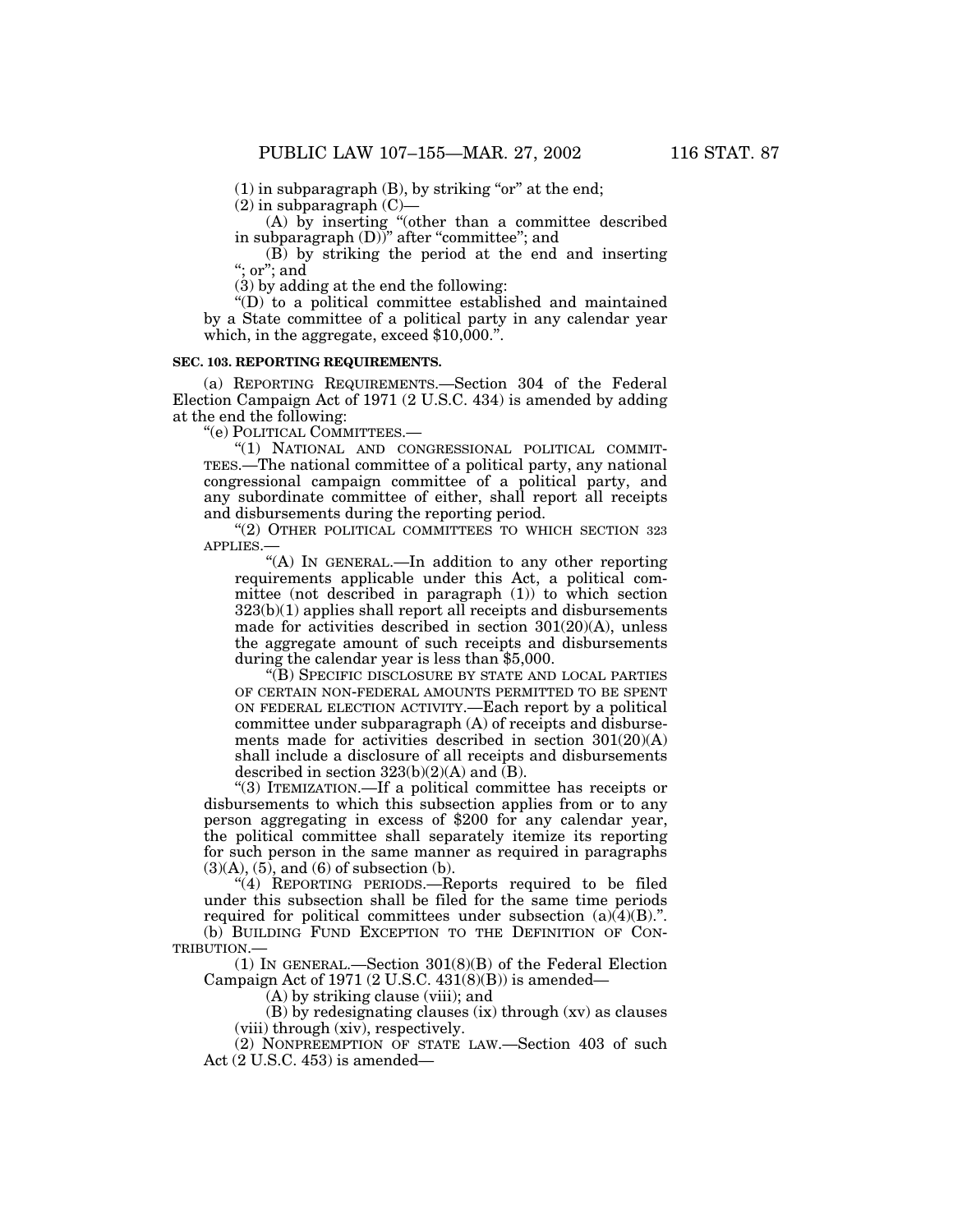(1) in subparagraph (B), by striking "or" at the end;

(2) in subparagraph (C)—

(A) by inserting "(other than a committee described in subparagraph (D))" after "committee"; and

(B) by striking the period at the end and inserting "; or"; and

(3) by adding at the end the following:

"(D) to a political committee established and maintained by a State committee of a political party in any calendar year which, in the aggregate, exceed $10,000.".

**SEC. 103. REPORTING REQUIREMENTS.**

(a) REPORTING REQUIREMENTS.—Section 304 of the Federal Election Campaign Act of 1971 (2 U.S.C. 434) is amended by adding at the end the following:

"(e) POLITICAL COMMITTEES.—

"(1) NATIONAL AND CONGRESSIONAL POLITICAL COMMITTEES.—The national committee of a political party, any national congressional campaign committee of a political party, and any subordinate committee of either, shall report all receipts and disbursements during the reporting period.

"(2) OTHER POLITICAL COMMITTEES TO WHICH SECTION 323 APPLIES.—

"(A) IN GENERAL.—In addition to any other reporting requirements applicable under this Act, a political committee (not described in paragraph (1)) to which section 323(b)(1) applies shall report all receipts and disbursements made for activities described in section 301(20)(A), unless the aggregate amount of such receipts and disbursements during the calendar year is less than $5,000.

"(B) SPECIFIC DISCLOSURE BY STATE AND LOCAL PARTIES OF CERTAIN NON-FEDERAL AMOUNTS PERMITTED TO BE SPENT ON FEDERAL ELECTION ACTIVITY.—Each report by a political committee under subparagraph (A) of receipts and disbursements made for activities described in section 301(20)(A) shall include a disclosure of all receipts and disbursements described in section 323(b)(2)(A) and (B).

"(3) ITEMIZATION.—If a political committee has receipts or disbursements to which this subsection applies from or to any person aggregating in excess of $200 for any calendar year, the political committee shall separately itemize its reporting for such person in the same manner as required in paragraphs (3)(A), (5), and (6) of subsection (b).

"(4) REPORTING PERIODS.—Reports required to be filed under this subsection shall be filed for the same time periods required for political committees under subsection (a)(4)(B).".

(b) BUILDING FUND EXCEPTION TO THE DEFINITION OF CONTRIBUTION.—

(1) IN GENERAL.—Section 301(8)(B) of the Federal Election Campaign Act of 1971 (2 U.S.C. 431(8)(B)) is amended—

(A) by striking clause (viii); and

(B) by redesignating clauses (ix) through (xv) as clauses (viii) through (xiv), respectively.

(2) NONPREEMPTION OF STATE LAW.—Section 403 of such Act (2 U.S.C. 453) is amended—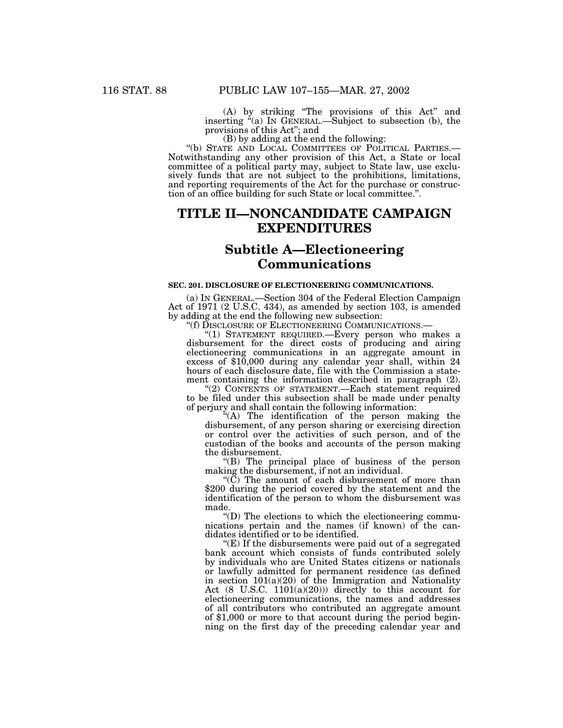(A) by striking "The provisions of this Act" and inserting "(a) IN GENERAL.—Subject to subsection (b), the provisions of this Act"; and

(B) by adding at the end the following:

"(b) STATE AND LOCAL COMMITTEES OF POLITICAL PARTIES.—Notwithstanding any other provision of this Act, a State or local committee of a political party may, subject to State law, use exclusively funds that are not subject to the prohibitions, limitations, and reporting requirements of the Act for the purchase or construction of an office building for such State or local committee.".

# TITLE II—NONCANDIDATE CAMPAIGN EXPENDITURES

## Subtitle A—Electioneering Communications

### SEC. 201. DISCLOSURE OF ELECTIONEERING COMMUNICATIONS.

(a) IN GENERAL.—Section 304 of the Federal Election Campaign Act of 1971 (2 U.S.C. 434), as amended by section 103, is amended by adding at the end the following new subsection:

"(f) DISCLOSURE OF ELECTIONEERING COMMUNICATIONS.—

"(1) STATEMENT REQUIRED.—Every person who makes a disbursement for the direct costs of producing and airing electioneering communications in an aggregate amount in excess of $10,000 during any calendar year shall, within 24 hours of each disclosure date, file with the Commission a statement containing the information described in paragraph (2).

"(2) CONTENTS OF STATEMENT.—Each statement required to be filed under this subsection shall be made under penalty of perjury and shall contain the following information:

"(A) The identification of the person making the disbursement, of any person sharing or exercising direction or control over the activities of such person, and of the custodian of the books and accounts of the person making the disbursement.

"(B) The principal place of business of the person making the disbursement, if not an individual.

"(C) The amount of each disbursement of more than $200 during the period covered by the statement and the identification of the person to whom the disbursement was made.

"(D) The elections to which the electioneering communications pertain and the names (if known) of the candidates identified or to be identified.

"(E) If the disbursements were paid out of a segregated bank account which consists of funds contributed solely by individuals who are United States citizens or nationals or lawfully admitted for permanent residence (as defined in section 101(a)(20) of the Immigration and Nationality Act (8 U.S.C. 1101(a)(20))) directly to this account for electioneering communications, the names and addresses of all contributors who contributed an aggregate amount of $1,000 or more to that account during the period beginning on the first day of the preceding calendar year and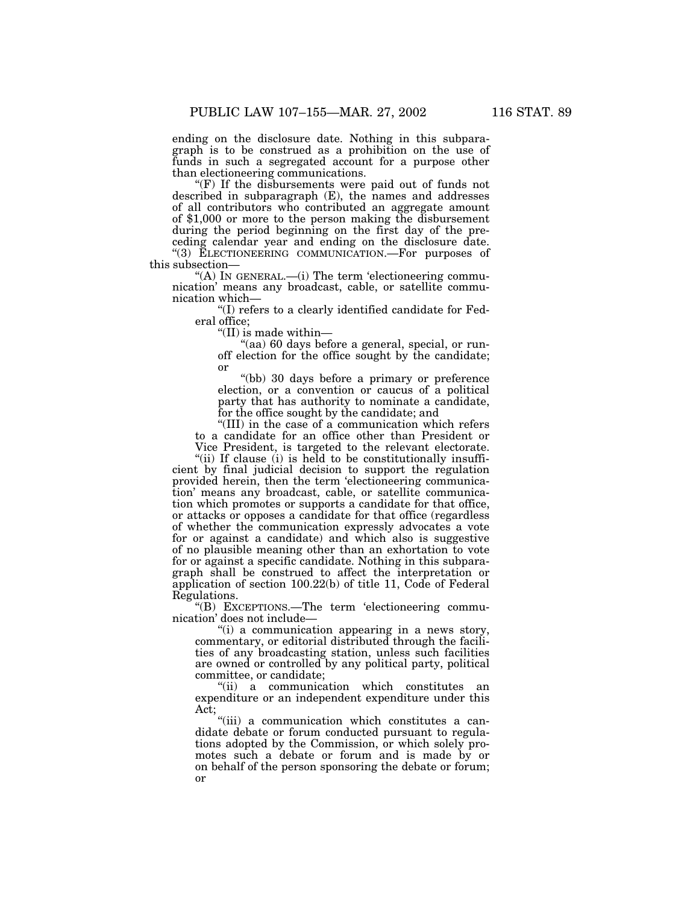ending on the disclosure date. Nothing in this subparagraph is to be construed as a prohibition on the use of funds in such a segregated account for a purpose other than electioneering communications.

"(F) If the disbursements were paid out of funds not described in subparagraph (E), the names and addresses of all contributors who contributed an aggregate amount of $1,000 or more to the person making the disbursement during the period beginning on the first day of the preceding calendar year and ending on the disclosure date.

"(3) ELECTIONEERING COMMUNICATION.—For purposes of this subsection—

"(A) IN GENERAL.—(i) The term 'electioneering communication' means any broadcast, cable, or satellite communication which—

"(I) refers to a clearly identified candidate for Federal office;

"(II) is made within—

"(aa) 60 days before a general, special, or runoff election for the office sought by the candidate; or

"(bb) 30 days before a primary or preference election, or a convention or caucus of a political party that has authority to nominate a candidate, for the office sought by the candidate; and

"(III) in the case of a communication which refers to a candidate for an office other than President or Vice President, is targeted to the relevant electorate.

"(ii) If clause (i) is held to be constitutionally insufficient by final judicial decision to support the regulation provided herein, then the term 'electioneering communication' means any broadcast, cable, or satellite communication which promotes or supports a candidate for that office, or attacks or opposes a candidate for that office (regardless of whether the communication expressly advocates a vote for or against a candidate) and which also is suggestive of no plausible meaning other than an exhortation to vote for or against a specific candidate. Nothing in this subparagraph shall be construed to affect the interpretation or application of section 100.22(b) of title 11, Code of Federal Regulations.

"(B) EXCEPTIONS.—The term 'electioneering communication' does not include—

"(i) a communication appearing in a news story, commentary, or editorial distributed through the facilities of any broadcasting station, unless such facilities are owned or controlled by any political party, political committee, or candidate;

"(ii) a communication which constitutes an expenditure or an independent expenditure under this Act;

"(iii) a communication which constitutes a candidate debate or forum conducted pursuant to regulations adopted by the Commission, or which solely promotes such a debate or forum and is made by or on behalf of the person sponsoring the debate or forum; or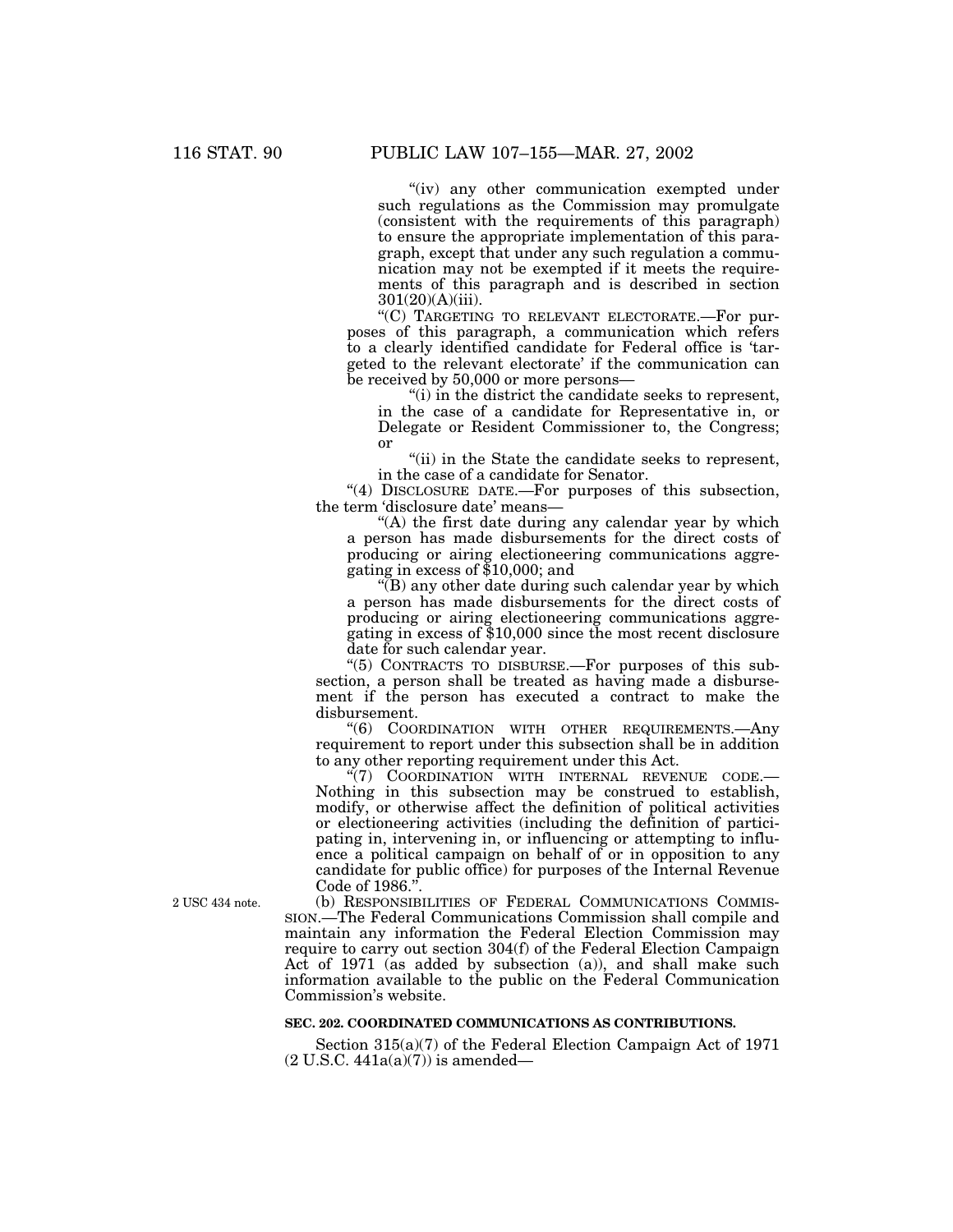"(iv) any other communication exempted under such regulations as the Commission may promulgate (consistent with the requirements of this paragraph) to ensure the appropriate implementation of this paragraph, except that under any such regulation a communication may not be exempted if it meets the requirements of this paragraph and is described in section 301(20)(A)(iii).

"(C) TARGETING TO RELEVANT ELECTORATE.—For purposes of this paragraph, a communication which refers to a clearly identified candidate for Federal office is 'targeted to the relevant electorate' if the communication can be received by 50,000 or more persons—

"(i) in the district the candidate seeks to represent, in the case of a candidate for Representative in, or Delegate or Resident Commissioner to, the Congress; or

"(ii) in the State the candidate seeks to represent, in the case of a candidate for Senator.

"(4) DISCLOSURE DATE.—For purposes of this subsection, the term 'disclosure date' means—

"(A) the first date during any calendar year by which a person has made disbursements for the direct costs of producing or airing electioneering communications aggregating in excess of $10,000; and

"(B) any other date during such calendar year by which a person has made disbursements for the direct costs of producing or airing electioneering communications aggregating in excess of $10,000 since the most recent disclosure date for such calendar year.

"(5) CONTRACTS TO DISBURSE.—For purposes of this subsection, a person shall be treated as having made a disbursement if the person has executed a contract to make the disbursement.

"(6) COORDINATION WITH OTHER REQUIREMENTS.—Any requirement to report under this subsection shall be in addition to any other reporting requirement under this Act.

"(7) COORDINATION WITH INTERNAL REVENUE CODE.—Nothing in this subsection may be construed to establish, modify, or otherwise affect the definition of political activities or electioneering activities (including the definition of participating in, intervening in, or influencing or attempting to influence a political campaign on behalf of or in opposition to any candidate for public office) for purposes of the Internal Revenue Code of 1986.".

2 USC 434 note.

(b) RESPONSIBILITIES OF FEDERAL COMMUNICATIONS COMMISSION.—The Federal Communications Commission shall compile and maintain any information the Federal Election Commission may require to carry out section 304(f) of the Federal Election Campaign Act of 1971 (as added by subsection (a)), and shall make such information available to the public on the Federal Communication Commission's website.

**SEC. 202. COORDINATED COMMUNICATIONS AS CONTRIBUTIONS.**

Section 315(a)(7) of the Federal Election Campaign Act of 1971 (2 U.S.C. 441a(a)(7)) is amended—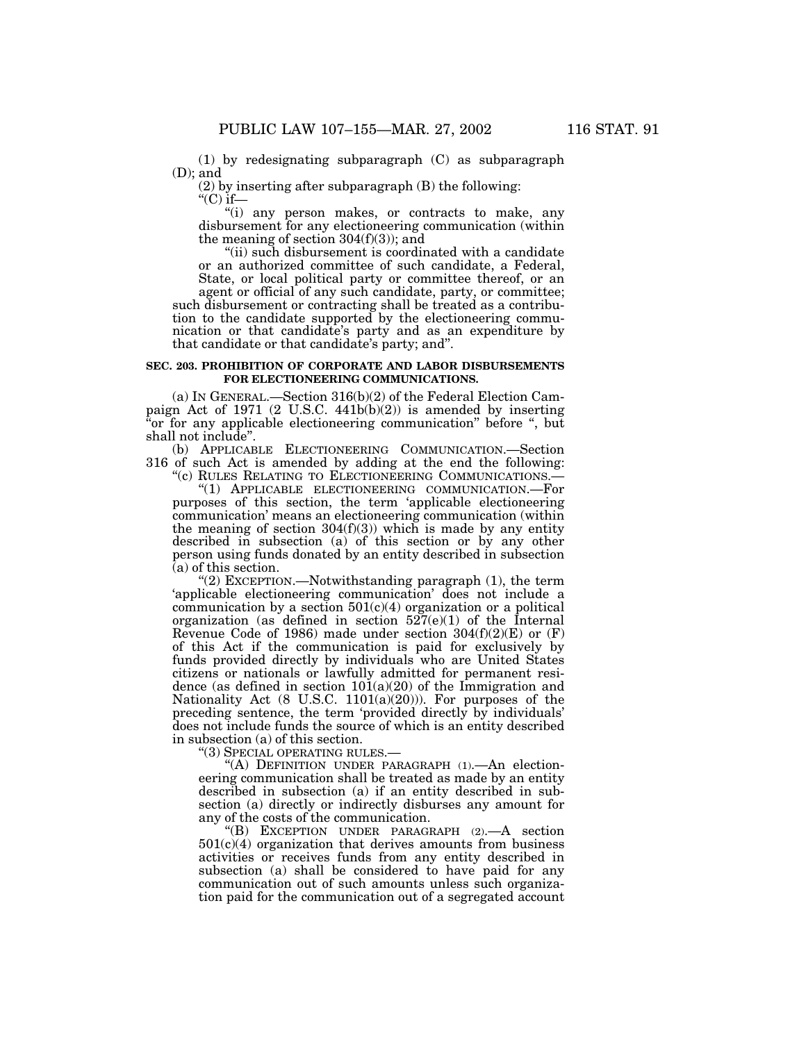(1) by redesignating subparagraph (C) as subparagraph (D); and

(2) by inserting after subparagraph (B) the following:

"(C) if—

"(i) any person makes, or contracts to make, any disbursement for any electioneering communication (within the meaning of section 304(f)(3)); and

"(ii) such disbursement is coordinated with a candidate or an authorized committee of such candidate, a Federal, State, or local political party or committee thereof, or an agent or official of any such candidate, party, or committee;

such disbursement or contracting shall be treated as a contribution to the candidate supported by the electioneering communication or that candidate's party and as an expenditure by that candidate or that candidate's party; and".

**SEC. 203. PROHIBITION OF CORPORATE AND LABOR DISBURSEMENTS FOR ELECTIONEERING COMMUNICATIONS.**

(a) IN GENERAL.—Section 316(b)(2) of the Federal Election Campaign Act of 1971 (2 U.S.C. 441b(b)(2)) is amended by inserting "or for any applicable electioneering communication" before ", but shall not include".

(b) APPLICABLE ELECTIONEERING COMMUNICATION.—Section 316 of such Act is amended by adding at the end the following:

"(c) RULES RELATING TO ELECTIONEERING COMMUNICATIONS.—

"(1) APPLICABLE ELECTIONEERING COMMUNICATION.—For purposes of this section, the term 'applicable electioneering communication' means an electioneering communication (within the meaning of section 304(f)(3)) which is made by any entity described in subsection (a) of this section or by any other person using funds donated by an entity described in subsection (a) of this section.

"(2) EXCEPTION.—Notwithstanding paragraph (1), the term 'applicable electioneering communication' does not include a communication by a section 501(c)(4) organization or a political organization (as defined in section 527(e)(1) of the Internal Revenue Code of 1986) made under section 304(f)(2)(E) or (F) of this Act if the communication is paid for exclusively by funds provided directly by individuals who are United States citizens or nationals or lawfully admitted for permanent residence (as defined in section 101(a)(20) of the Immigration and Nationality Act (8 U.S.C. 1101(a)(20))). For purposes of the preceding sentence, the term 'provided directly by individuals' does not include funds the source of which is an entity described in subsection (a) of this section.

"(3) SPECIAL OPERATING RULES.—

"(A) DEFINITION UNDER PARAGRAPH (1).—An electioneering communication shall be treated as made by an entity described in subsection (a) if an entity described in subsection (a) directly or indirectly disburses any amount for any of the costs of the communication.

"(B) EXCEPTION UNDER PARAGRAPH (2).—A section 501(c)(4) organization that derives amounts from business activities or receives funds from any entity described in subsection (a) shall be considered to have paid for any communication out of such amounts unless such organization paid for the communication out of a segregated account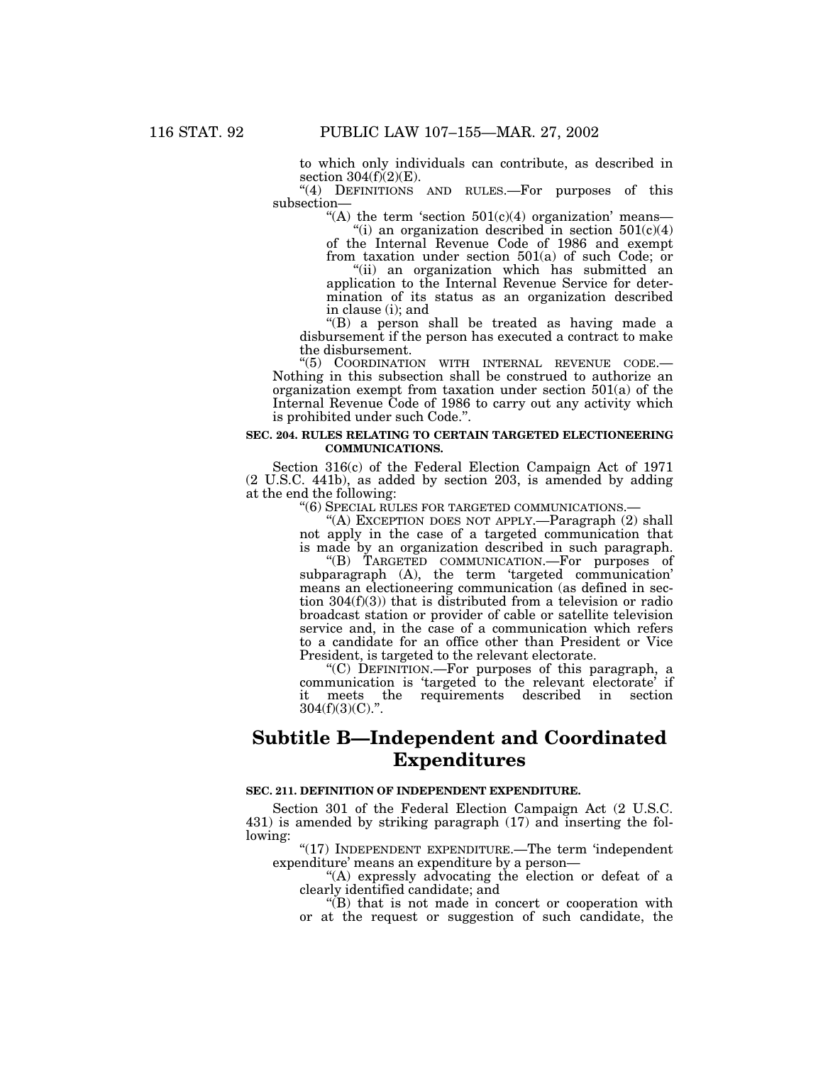to which only individuals can contribute, as described in section 304(f)(2)(E).

"(4) DEFINITIONS AND RULES.—For purposes of this subsection—

"(A) the term 'section 501(c)(4) organization' means—

"(i) an organization described in section 501(c)(4) of the Internal Revenue Code of 1986 and exempt from taxation under section 501(a) of such Code; or

"(ii) an organization which has submitted an application to the Internal Revenue Service for determination of its status as an organization described in clause (i); and

"(B) a person shall be treated as having made a disbursement if the person has executed a contract to make the disbursement.

"(5) COORDINATION WITH INTERNAL REVENUE CODE.—Nothing in this subsection shall be construed to authorize an organization exempt from taxation under section 501(a) of the Internal Revenue Code of 1986 to carry out any activity which is prohibited under such Code.".

**SEC. 204. RULES RELATING TO CERTAIN TARGETED ELECTIONEERING COMMUNICATIONS.**

Section 316(c) of the Federal Election Campaign Act of 1971 (2 U.S.C. 441b), as added by section 203, is amended by adding at the end the following:

"(6) SPECIAL RULES FOR TARGETED COMMUNICATIONS.—

"(A) EXCEPTION DOES NOT APPLY.—Paragraph (2) shall not apply in the case of a targeted communication that is made by an organization described in such paragraph.

"(B) TARGETED COMMUNICATION.—For purposes of subparagraph (A), the term 'targeted communication' means an electioneering communication (as defined in section 304(f)(3)) that is distributed from a television or radio broadcast station or provider of cable or satellite television service and, in the case of a communication which refers to a candidate for an office other than President or Vice President, is targeted to the relevant electorate.

"(C) DEFINITION.—For purposes of this paragraph, a communication is 'targeted to the relevant electorate' if it meets the requirements described in section 304(f)(3)(C).".

# Subtitle B—Independent and Coordinated Expenditures

**SEC. 211. DEFINITION OF INDEPENDENT EXPENDITURE.**

Section 301 of the Federal Election Campaign Act (2 U.S.C. 431) is amended by striking paragraph (17) and inserting the following:

"(17) INDEPENDENT EXPENDITURE.—The term 'independent expenditure' means an expenditure by a person—

"(A) expressly advocating the election or defeat of a clearly identified candidate; and

"(B) that is not made in concert or cooperation with or at the request or suggestion of such candidate, the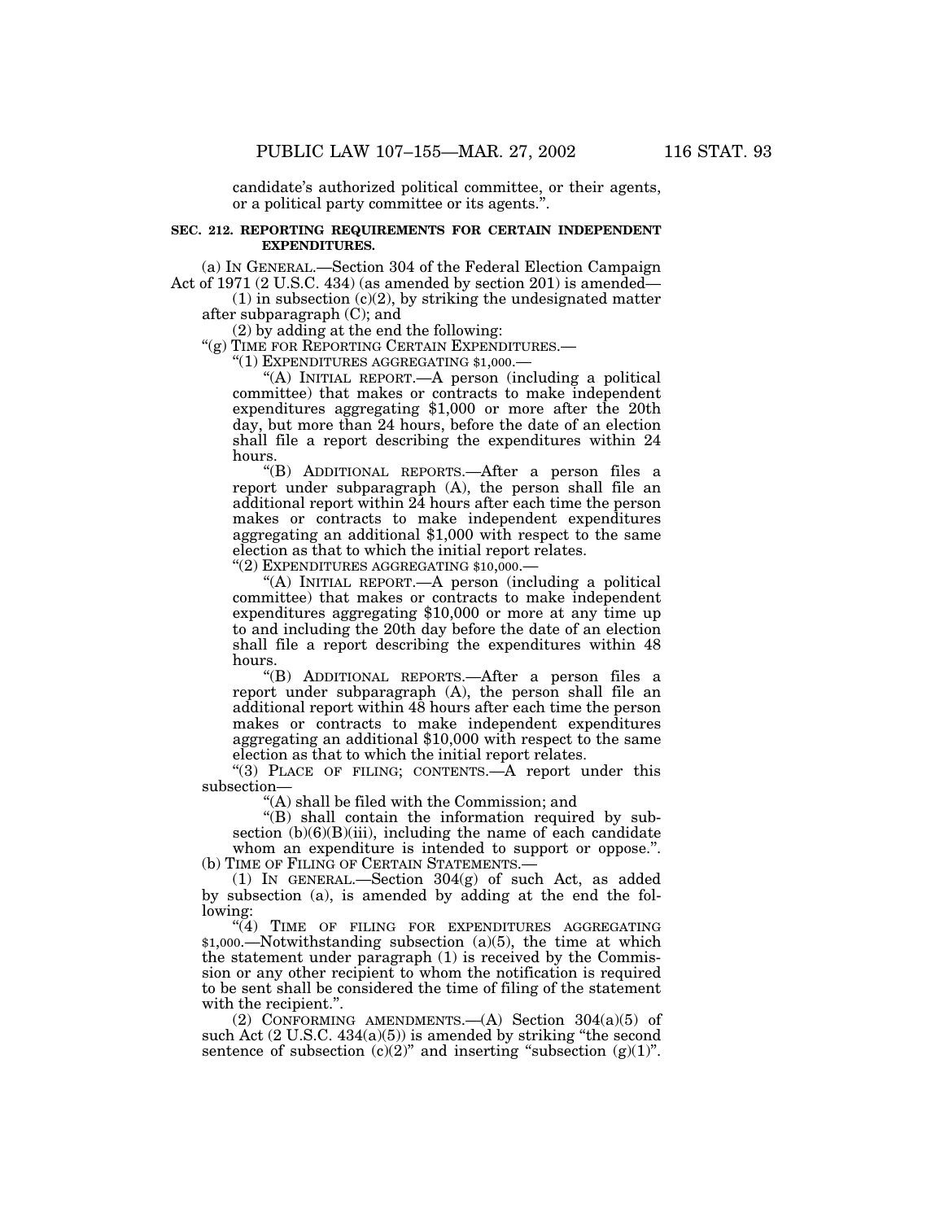candidate's authorized political committee, or their agents, or a political party committee or its agents.".

**SEC. 212. REPORTING REQUIREMENTS FOR CERTAIN INDEPENDENT EXPENDITURES.**

(a) IN GENERAL.—Section 304 of the Federal Election Campaign Act of 1971 (2 U.S.C. 434) (as amended by section 201) is amended—

(1) in subsection (c)(2), by striking the undesignated matter after subparagraph (C); and

(2) by adding at the end the following:

"(g) TIME FOR REPORTING CERTAIN EXPENDITURES.—

"(1) EXPENDITURES AGGREGATING $1,000.—

"(A) INITIAL REPORT.—A person (including a political committee) that makes or contracts to make independent expenditures aggregating $1,000 or more after the 20th day, but more than 24 hours, before the date of an election shall file a report describing the expenditures within 24 hours.

"(B) ADDITIONAL REPORTS.—After a person files a report under subparagraph (A), the person shall file an additional report within 24 hours after each time the person makes or contracts to make independent expenditures aggregating an additional $1,000 with respect to the same election as that to which the initial report relates.

"(2) EXPENDITURES AGGREGATING $10,000.—

"(A) INITIAL REPORT.—A person (including a political committee) that makes or contracts to make independent expenditures aggregating $10,000 or more at any time up to and including the 20th day before the date of an election shall file a report describing the expenditures within 48 hours.

"(B) ADDITIONAL REPORTS.—After a person files a report under subparagraph (A), the person shall file an additional report within 48 hours after each time the person makes or contracts to make independent expenditures aggregating an additional $10,000 with respect to the same election as that to which the initial report relates.

"(3) PLACE OF FILING; CONTENTS.—A report under this subsection—

"(A) shall be filed with the Commission; and

"(B) shall contain the information required by subsection (b)(6)(B)(iii), including the name of each candidate whom an expenditure is intended to support or oppose.".

(b) TIME OF FILING OF CERTAIN STATEMENTS.—

(1) IN GENERAL.—Section 304(g) of such Act, as added by subsection (a), is amended by adding at the end the following:

"(4) TIME OF FILING FOR EXPENDITURES AGGREGATING $1,000.—Notwithstanding subsection (a)(5), the time at which the statement under paragraph (1) is received by the Commission or any other recipient to whom the notification is required to be sent shall be considered the time of filing of the statement with the recipient.".

(2) CONFORMING AMENDMENTS.—(A) Section 304(a)(5) of such Act (2 U.S.C. 434(a)(5)) is amended by striking "the second sentence of subsection (c)(2)" and inserting "subsection (g)(1)".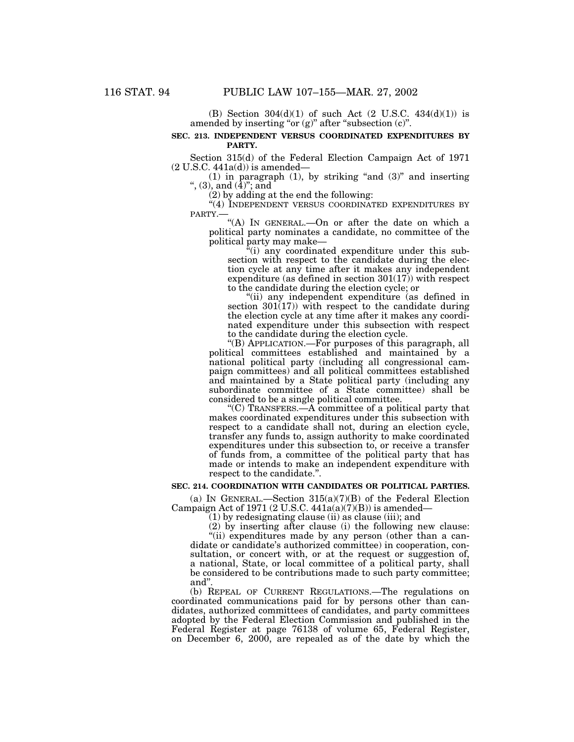(B) Section 304(d)(1) of such Act (2 U.S.C. 434(d)(1)) is amended by inserting "or (g)" after "subsection (c)".

**SEC. 213. INDEPENDENT VERSUS COORDINATED EXPENDITURES BY PARTY.**

Section 315(d) of the Federal Election Campaign Act of 1971 (2 U.S.C. 441a(d)) is amended—

(1) in paragraph (1), by striking "and (3)" and inserting ", (3), and (4)"; and

(2) by adding at the end the following:

"(4) INDEPENDENT VERSUS COORDINATED EXPENDITURES BY PARTY.—

"(A) IN GENERAL.—On or after the date on which a political party nominates a candidate, no committee of the political party may make—

"(i) any coordinated expenditure under this subsection with respect to the candidate during the election cycle at any time after it makes any independent expenditure (as defined in section 301(17)) with respect to the candidate during the election cycle; or

"(ii) any independent expenditure (as defined in section 301(17)) with respect to the candidate during the election cycle at any time after it makes any coordinated expenditure under this subsection with respect to the candidate during the election cycle.

"(B) APPLICATION.—For purposes of this paragraph, all political committees established and maintained by a national political party (including all congressional campaign committees) and all political committees established and maintained by a State political party (including any subordinate committee of a State committee) shall be considered to be a single political committee.

"(C) TRANSFERS.—A committee of a political party that makes coordinated expenditures under this subsection with respect to a candidate shall not, during an election cycle, transfer any funds to, assign authority to make coordinated expenditures under this subsection to, or receive a transfer of funds from, a committee of the political party that has made or intends to make an independent expenditure with respect to the candidate.".

**SEC. 214. COORDINATION WITH CANDIDATES OR POLITICAL PARTIES.**

(a) IN GENERAL.—Section 315(a)(7)(B) of the Federal Election Campaign Act of 1971 (2 U.S.C. 441a(a)(7)(B)) is amended—

(1) by redesignating clause (ii) as clause (iii); and

(2) by inserting after clause (i) the following new clause:

"(ii) expenditures made by any person (other than a candidate or candidate's authorized committee) in cooperation, consultation, or concert with, or at the request or suggestion of, a national, State, or local committee of a political party, shall be considered to be contributions made to such party committee; and".

(b) REPEAL OF CURRENT REGULATIONS.—The regulations on coordinated communications paid for by persons other than candidates, authorized committees of candidates, and party committees adopted by the Federal Election Commission and published in the Federal Register at page 76138 of volume 65, Federal Register, on December 6, 2000, are repealed as of the date by which the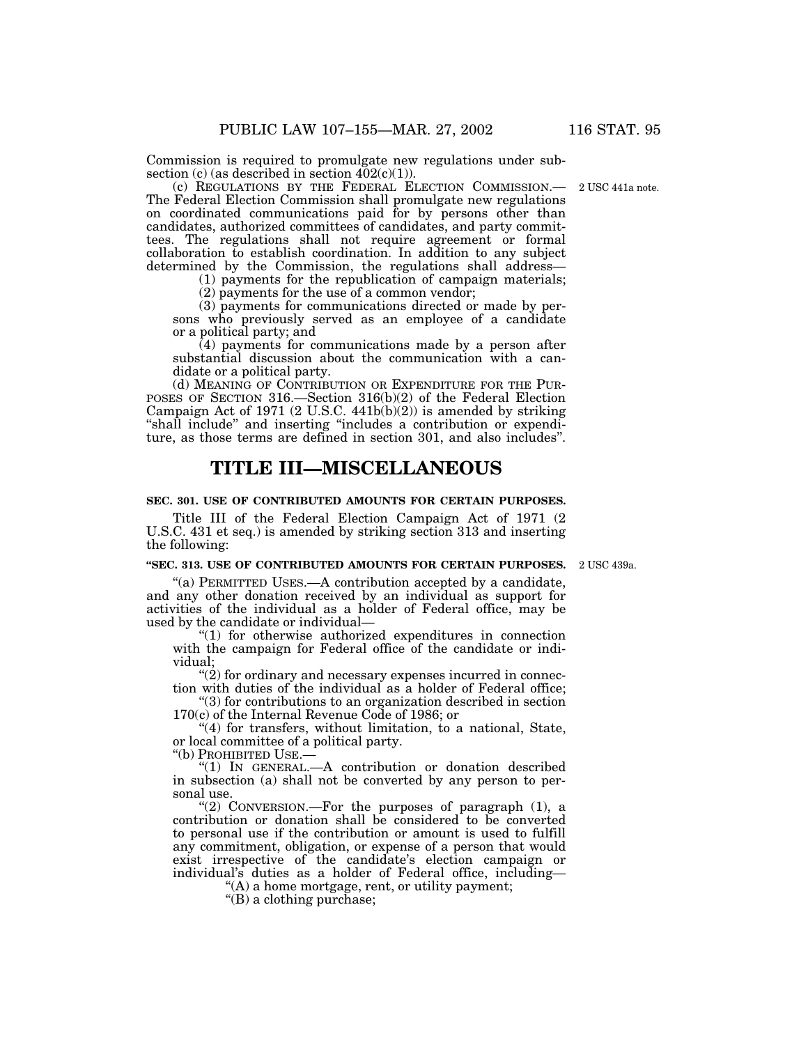Commission is required to promulgate new regulations under subsection (c) (as described in section 402(c)(1)).

(c) REGULATIONS BY THE FEDERAL ELECTION COMMISSION.—The Federal Election Commission shall promulgate new regulations on coordinated communications paid for by persons other than candidates, authorized committees of candidates, and party committees. The regulations shall not require agreement or formal collaboration to establish coordination. In addition to any subject determined by the Commission, the regulations shall address—

2 USC 441a note.

(1) payments for the republication of campaign materials;

(2) payments for the use of a common vendor;

(3) payments for communications directed or made by persons who previously served as an employee of a candidate or a political party; and

(4) payments for communications made by a person after substantial discussion about the communication with a candidate or a political party.

(d) MEANING OF CONTRIBUTION OR EXPENDITURE FOR THE PURPOSES OF SECTION 316.—Section 316(b)(2) of the Federal Election Campaign Act of 1971 (2 U.S.C. 441b(b)(2)) is amended by striking "shall include" and inserting "includes a contribution or expenditure, as those terms are defined in section 301, and also includes".

# TITLE III—MISCELLANEOUS

**SEC. 301. USE OF CONTRIBUTED AMOUNTS FOR CERTAIN PURPOSES.**

Title III of the Federal Election Campaign Act of 1971 (2 U.S.C. 431 et seq.) is amended by striking section 313 and inserting the following:

**"SEC. 313. USE OF CONTRIBUTED AMOUNTS FOR CERTAIN PURPOSES.**

2 USC 439a.

"(a) PERMITTED USES.—A contribution accepted by a candidate, and any other donation received by an individual as support for activities of the individual as a holder of Federal office, may be used by the candidate or individual—

"(1) for otherwise authorized expenditures in connection with the campaign for Federal office of the candidate or individual;

"(2) for ordinary and necessary expenses incurred in connection with duties of the individual as a holder of Federal office;

"(3) for contributions to an organization described in section 170(c) of the Internal Revenue Code of 1986; or

"(4) for transfers, without limitation, to a national, State, or local committee of a political party.

"(b) PROHIBITED USE.—

"(1) IN GENERAL.—A contribution or donation described in subsection (a) shall not be converted by any person to personal use.

"(2) CONVERSION.—For the purposes of paragraph (1), a contribution or donation shall be considered to be converted to personal use if the contribution or amount is used to fulfill any commitment, obligation, or expense of a person that would exist irrespective of the candidate's election campaign or individual's duties as a holder of Federal office, including—

"(A) a home mortgage, rent, or utility payment;

"(B) a clothing purchase;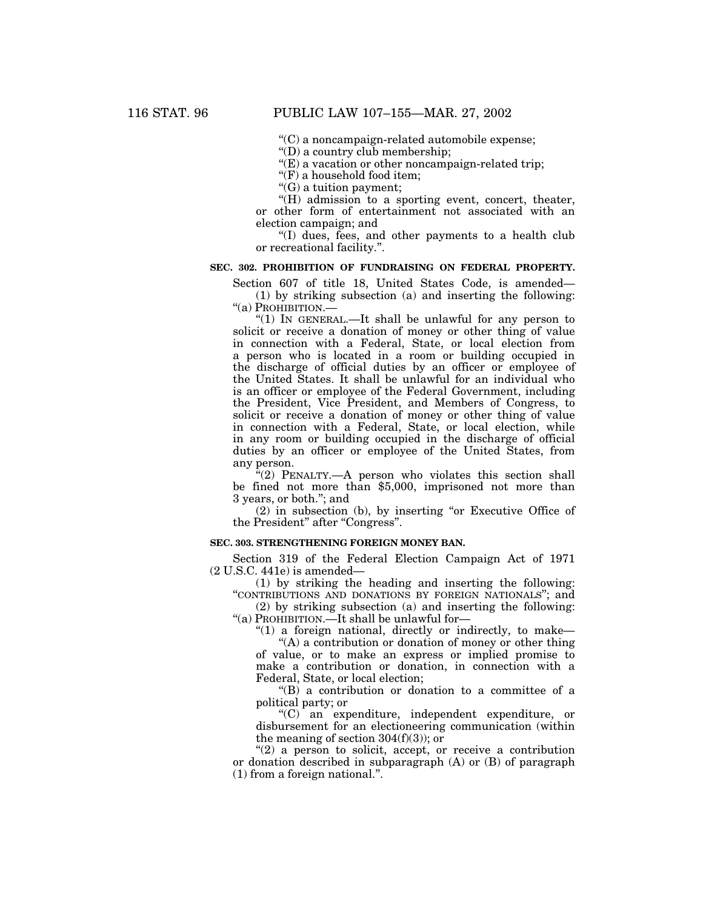"(C) a noncampaign-related automobile expense;

"(D) a country club membership;

"(E) a vacation or other noncampaign-related trip;

"(F) a household food item;

"(G) a tuition payment;

"(H) admission to a sporting event, concert, theater, or other form of entertainment not associated with an election campaign; and

"(I) dues, fees, and other payments to a health club or recreational facility.".

**SEC. 302. PROHIBITION OF FUNDRAISING ON FEDERAL PROPERTY.**

Section 607 of title 18, United States Code, is amended—

(1) by striking subsection (a) and inserting the following:

"(a) PROHIBITION.—

"(1) IN GENERAL.—It shall be unlawful for any person to solicit or receive a donation of money or other thing of value in connection with a Federal, State, or local election from a person who is located in a room or building occupied in the discharge of official duties by an officer or employee of the United States. It shall be unlawful for an individual who is an officer or employee of the Federal Government, including the President, Vice President, and Members of Congress, to solicit or receive a donation of money or other thing of value in connection with a Federal, State, or local election, while in any room or building occupied in the discharge of official duties by an officer or employee of the United States, from any person.

"(2) PENALTY.—A person who violates this section shall be fined not more than $5,000, imprisoned not more than 3 years, or both."; and

(2) in subsection (b), by inserting "or Executive Office of the President" after "Congress".

**SEC. 303. STRENGTHENING FOREIGN MONEY BAN.**

Section 319 of the Federal Election Campaign Act of 1971 (2 U.S.C. 441e) is amended—

(1) by striking the heading and inserting the following: "CONTRIBUTIONS AND DONATIONS BY FOREIGN NATIONALS"; and

(2) by striking subsection (a) and inserting the following:

"(a) PROHIBITION.—It shall be unlawful for—

"(1) a foreign national, directly or indirectly, to make—

"(A) a contribution or donation of money or other thing of value, or to make an express or implied promise to make a contribution or donation, in connection with a Federal, State, or local election;

"(B) a contribution or donation to a committee of a political party; or

"(C) an expenditure, independent expenditure, or disbursement for an electioneering communication (within the meaning of section 304(f)(3)); or

"(2) a person to solicit, accept, or receive a contribution or donation described in subparagraph (A) or (B) of paragraph (1) from a foreign national.".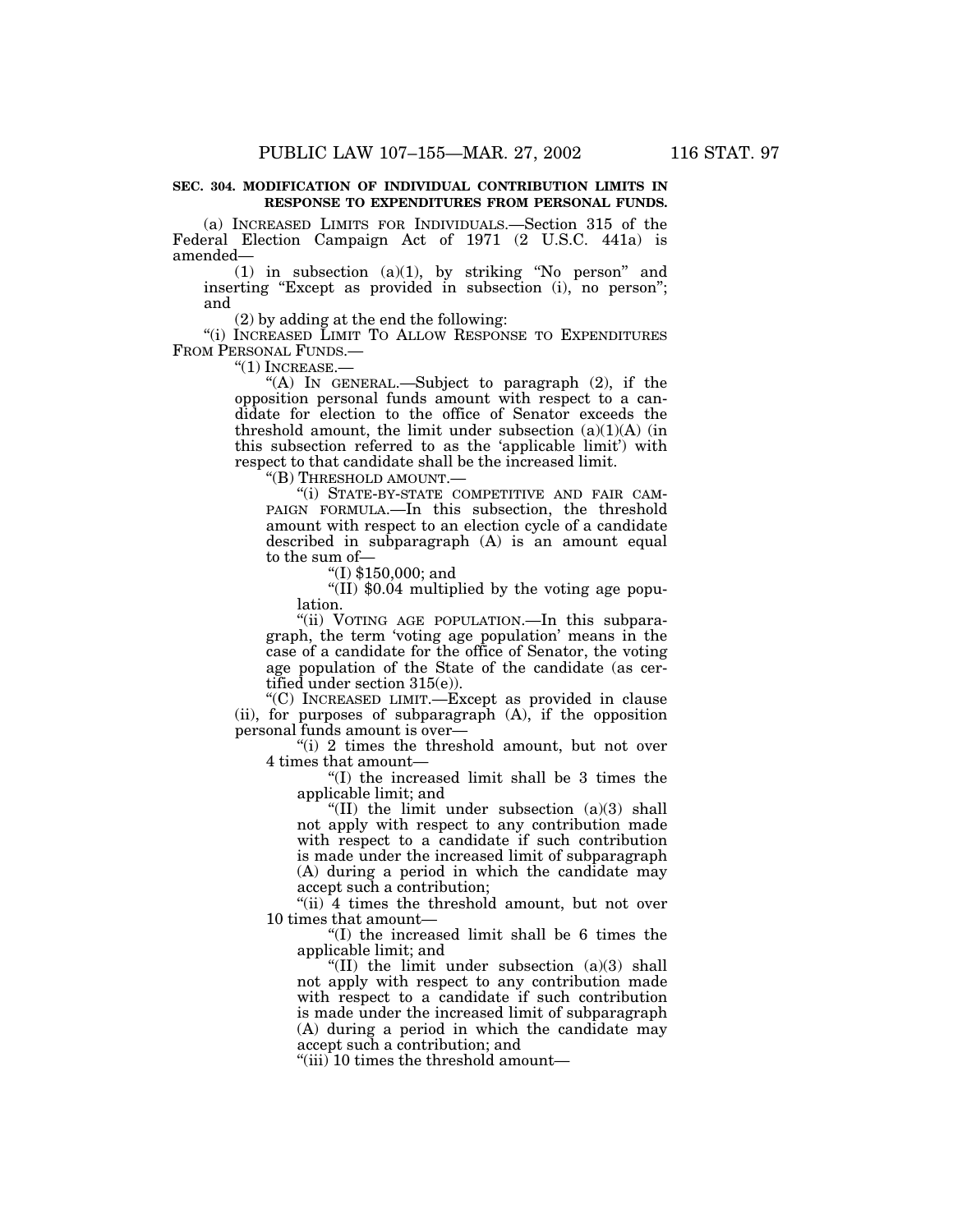**SEC. 304. MODIFICATION OF INDIVIDUAL CONTRIBUTION LIMITS IN RESPONSE TO EXPENDITURES FROM PERSONAL FUNDS.**

(a) INCREASED LIMITS FOR INDIVIDUALS.—Section 315 of the Federal Election Campaign Act of 1971 (2 U.S.C. 441a) is amended—

(1) in subsection (a)(1), by striking "No person" and inserting "Except as provided in subsection (i), no person"; and

(2) by adding at the end the following:

"(i) INCREASED LIMIT TO ALLOW RESPONSE TO EXPENDITURES FROM PERSONAL FUNDS.—

"(1) INCREASE.—

"(A) IN GENERAL.—Subject to paragraph (2), if the opposition personal funds amount with respect to a candidate for election to the office of Senator exceeds the threshold amount, the limit under subsection (a)(1)(A) (in this subsection referred to as the 'applicable limit') with respect to that candidate shall be the increased limit.

"(B) THRESHOLD AMOUNT.—

"(i) STATE-BY-STATE COMPETITIVE AND FAIR CAMPAIGN FORMULA.—In this subsection, the threshold amount with respect to an election cycle of a candidate described in subparagraph (A) is an amount equal to the sum of—

"(I) $150,000; and

"(II) $0.04 multiplied by the voting age population.

"(ii) VOTING AGE POPULATION.—In this subparagraph, the term 'voting age population' means in the case of a candidate for the office of Senator, the voting age population of the State of the candidate (as certified under section 315(e)).

"(C) INCREASED LIMIT.—Except as provided in clause (ii), for purposes of subparagraph (A), if the opposition personal funds amount is over—

"(i) 2 times the threshold amount, but not over 4 times that amount—

"(I) the increased limit shall be 3 times the applicable limit; and

"(II) the limit under subsection (a)(3) shall not apply with respect to any contribution made with respect to a candidate if such contribution is made under the increased limit of subparagraph (A) during a period in which the candidate may accept such a contribution;

"(ii) 4 times the threshold amount, but not over 10 times that amount—

"(I) the increased limit shall be 6 times the applicable limit; and

"(II) the limit under subsection (a)(3) shall not apply with respect to any contribution made with respect to a candidate if such contribution is made under the increased limit of subparagraph (A) during a period in which the candidate may accept such a contribution; and

"(iii) 10 times the threshold amount—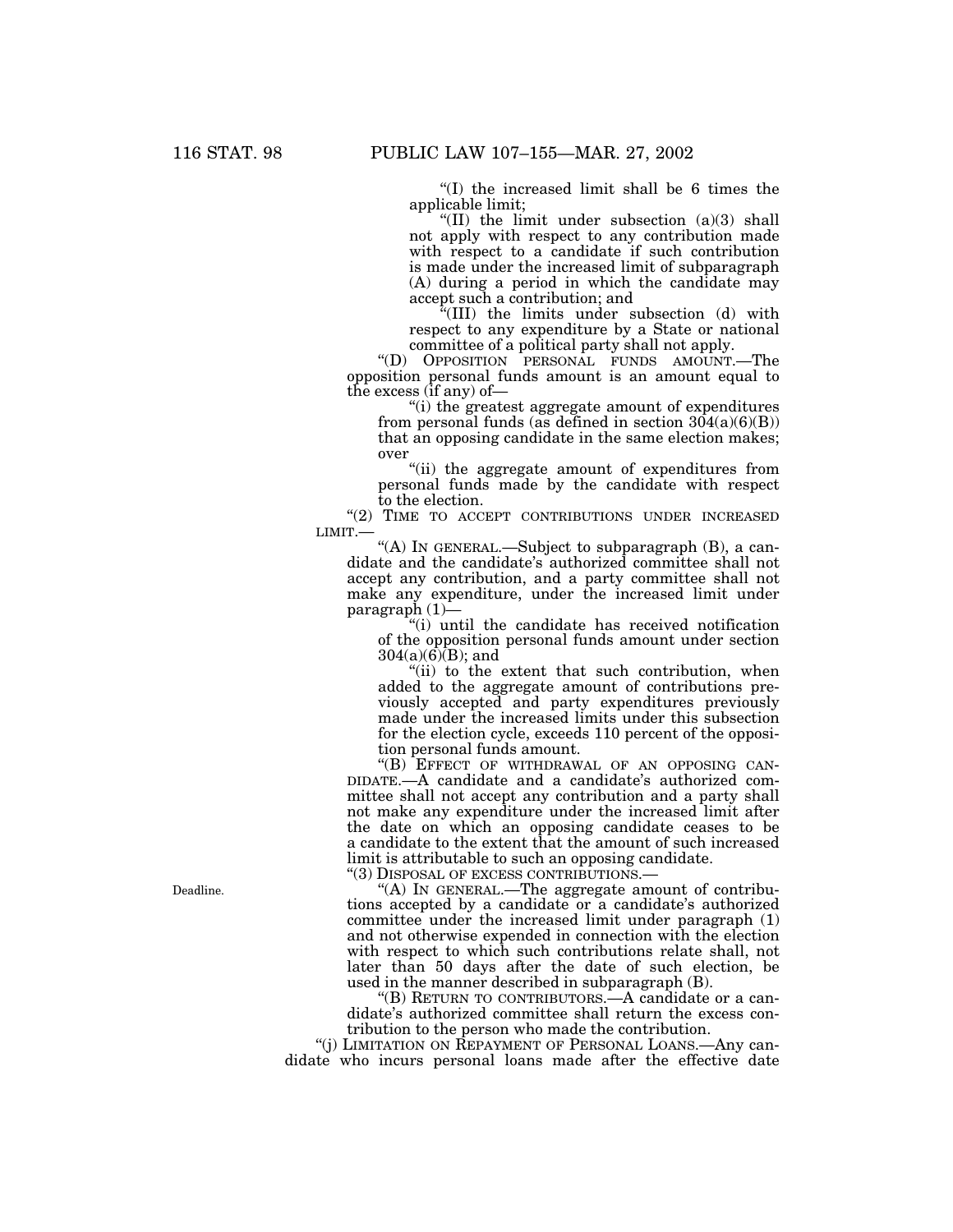"(I) the increased limit shall be 6 times the applicable limit;

"(II) the limit under subsection (a)(3) shall not apply with respect to any contribution made with respect to a candidate if such contribution is made under the increased limit of subparagraph (A) during a period in which the candidate may accept such a contribution; and

"(III) the limits under subsection (d) with respect to any expenditure by a State or national committee of a political party shall not apply.

"(D) OPPOSITION PERSONAL FUNDS AMOUNT.—The opposition personal funds amount is an amount equal to the excess (if any) of—

"(i) the greatest aggregate amount of expenditures from personal funds (as defined in section 304(a)(6)(B)) that an opposing candidate in the same election makes; over

"(ii) the aggregate amount of expenditures from personal funds made by the candidate with respect to the election.

"(2) TIME TO ACCEPT CONTRIBUTIONS UNDER INCREASED LIMIT.—

"(A) IN GENERAL.—Subject to subparagraph (B), a candidate and the candidate's authorized committee shall not accept any contribution, and a party committee shall not make any expenditure, under the increased limit under paragraph (1)—

"(i) until the candidate has received notification of the opposition personal funds amount under section 304(a)(6)(B); and

"(ii) to the extent that such contribution, when added to the aggregate amount of contributions previously accepted and party expenditures previously made under the increased limits under this subsection for the election cycle, exceeds 110 percent of the opposition personal funds amount.

"(B) EFFECT OF WITHDRAWAL OF AN OPPOSING CANDIDATE.—A candidate and a candidate's authorized committee shall not accept any contribution and a party shall not make any expenditure under the increased limit after the date on which an opposing candidate ceases to be a candidate to the extent that the amount of such increased limit is attributable to such an opposing candidate.

"(3) DISPOSAL OF EXCESS CONTRIBUTIONS.—

Deadline.

"(A) IN GENERAL.—The aggregate amount of contributions accepted by a candidate or a candidate's authorized committee under the increased limit under paragraph (1) and not otherwise expended in connection with the election with respect to which such contributions relate shall, not later than 50 days after the date of such election, be used in the manner described in subparagraph (B).

"(B) RETURN TO CONTRIBUTORS.—A candidate or a candidate's authorized committee shall return the excess contribution to the person who made the contribution.

"(j) LIMITATION ON REPAYMENT OF PERSONAL LOANS.—Any candidate who incurs personal loans made after the effective date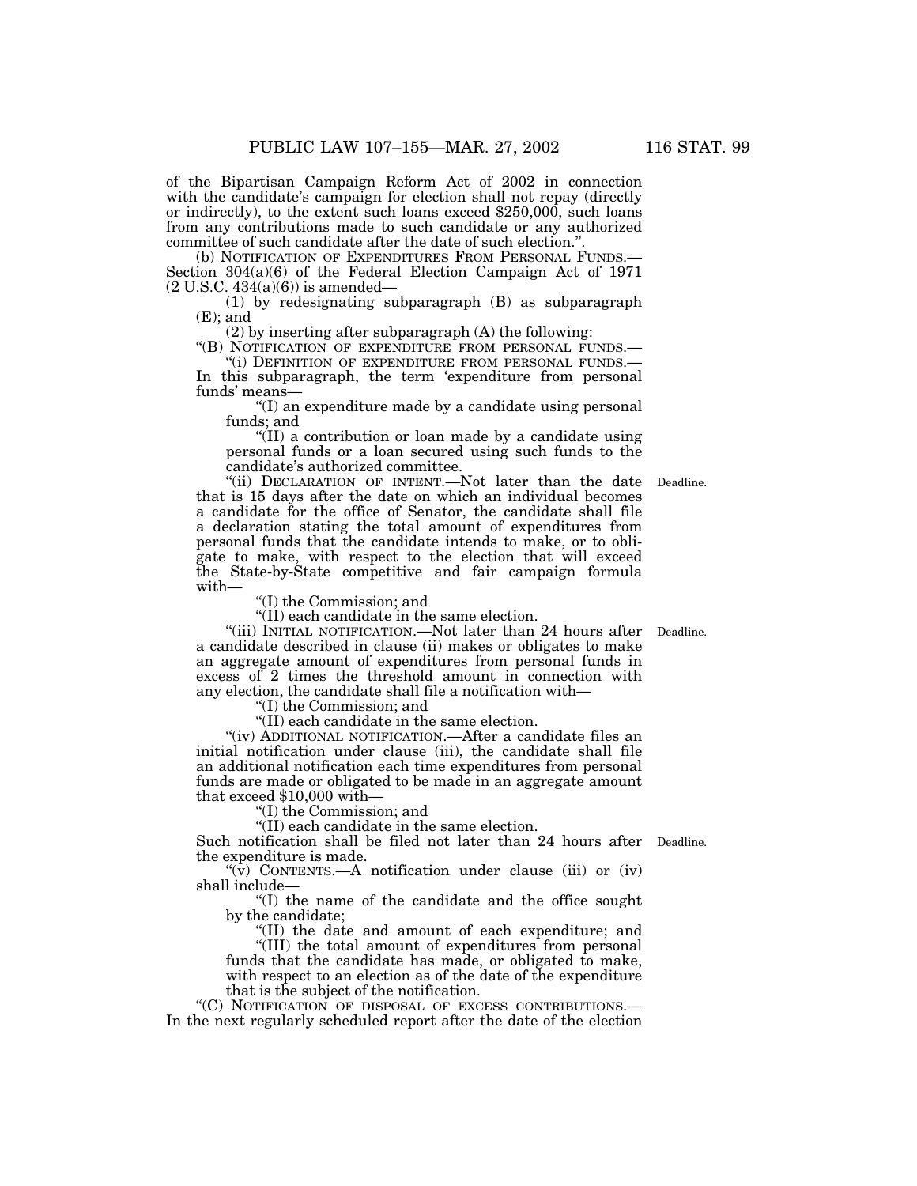of the Bipartisan Campaign Reform Act of 2002 in connection with the candidate's campaign for election shall not repay (directly or indirectly), to the extent such loans exceed $250,000, such loans from any contributions made to such candidate or any authorized committee of such candidate after the date of such election.".

(b) NOTIFICATION OF EXPENDITURES FROM PERSONAL FUNDS.—Section 304(a)(6) of the Federal Election Campaign Act of 1971 (2 U.S.C. 434(a)(6)) is amended—

(1) by redesignating subparagraph (B) as subparagraph (E); and

(2) by inserting after subparagraph (A) the following:

"(B) NOTIFICATION OF EXPENDITURE FROM PERSONAL FUNDS.—

"(i) DEFINITION OF EXPENDITURE FROM PERSONAL FUNDS.—In this subparagraph, the term 'expenditure from personal funds' means—

"(I) an expenditure made by a candidate using personal funds; and

"(II) a contribution or loan made by a candidate using personal funds or a loan secured using such funds to the candidate's authorized committee.

"(ii) DECLARATION OF INTENT.—Not later than the date that is 15 days after the date on which an individual becomes a candidate for the office of Senator, the candidate shall file a declaration stating the total amount of expenditures from personal funds that the candidate intends to make, or to obligate to make, with respect to the election that will exceed the State-by-State competitive and fair campaign formula with—

Deadline.

"(I) the Commission; and

"(II) each candidate in the same election.

"(iii) INITIAL NOTIFICATION.—Not later than 24 hours after a candidate described in clause (ii) makes or obligates to make an aggregate amount of expenditures from personal funds in excess of 2 times the threshold amount in connection with any election, the candidate shall file a notification with—

Deadline.

"(I) the Commission; and

"(II) each candidate in the same election.

"(iv) ADDITIONAL NOTIFICATION.—After a candidate files an initial notification under clause (iii), the candidate shall file an additional notification each time expenditures from personal funds are made or obligated to be made in an aggregate amount that exceed $10,000 with—

"(I) the Commission; and

"(II) each candidate in the same election.

Such notification shall be filed not later than 24 hours after the expenditure is made.

Deadline.

"(v) CONTENTS.—A notification under clause (iii) or (iv) shall include—

"(I) the name of the candidate and the office sought by the candidate;

"(II) the date and amount of each expenditure; and

"(III) the total amount of expenditures from personal funds that the candidate has made, or obligated to make, with respect to an election as of the date of the expenditure that is the subject of the notification.

"(C) NOTIFICATION OF DISPOSAL OF EXCESS CONTRIBUTIONS.—In the next regularly scheduled report after the date of the election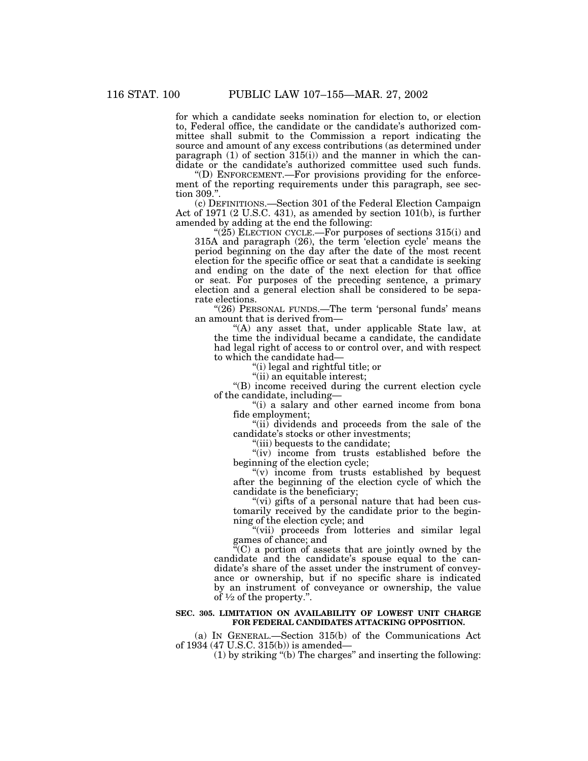for which a candidate seeks nomination for election to, or election to, Federal office, the candidate or the candidate's authorized committee shall submit to the Commission a report indicating the source and amount of any excess contributions (as determined under paragraph (1) of section 315(i)) and the manner in which the candidate or the candidate's authorized committee used such funds.

"(D) ENFORCEMENT.—For provisions providing for the enforcement of the reporting requirements under this paragraph, see section 309.".

(c) DEFINITIONS.—Section 301 of the Federal Election Campaign Act of 1971 (2 U.S.C. 431), as amended by section 101(b), is further amended by adding at the end the following:

"(25) ELECTION CYCLE.—For purposes of sections 315(i) and 315A and paragraph (26), the term 'election cycle' means the period beginning on the day after the date of the most recent election for the specific office or seat that a candidate is seeking and ending on the date of the next election for that office or seat. For purposes of the preceding sentence, a primary election and a general election shall be considered to be separate elections.

"(26) PERSONAL FUNDS.—The term 'personal funds' means an amount that is derived from—

"(A) any asset that, under applicable State law, at the time the individual became a candidate, the candidate had legal right of access to or control over, and with respect to which the candidate had—

"(i) legal and rightful title; or

"(ii) an equitable interest;

"(B) income received during the current election cycle of the candidate, including—

"(i) a salary and other earned income from bona fide employment;

"(ii) dividends and proceeds from the sale of the candidate's stocks or other investments;

"(iii) bequests to the candidate;

"(iv) income from trusts established before the beginning of the election cycle;

"(v) income from trusts established by bequest after the beginning of the election cycle of which the candidate is the beneficiary;

"(vi) gifts of a personal nature that had been customarily received by the candidate prior to the beginning of the election cycle; and

"(vii) proceeds from lotteries and similar legal games of chance; and

"(C) a portion of assets that are jointly owned by the candidate and the candidate's spouse equal to the candidate's share of the asset under the instrument of conveyance or ownership, but if no specific share is indicated by an instrument of conveyance or ownership, the value of ½ of the property.".

**SEC. 305. LIMITATION ON AVAILABILITY OF LOWEST UNIT CHARGE FOR FEDERAL CANDIDATES ATTACKING OPPOSITION.**

(a) IN GENERAL.—Section 315(b) of the Communications Act of 1934 (47 U.S.C. 315(b)) is amended—

(1) by striking "(b) The charges" and inserting the following: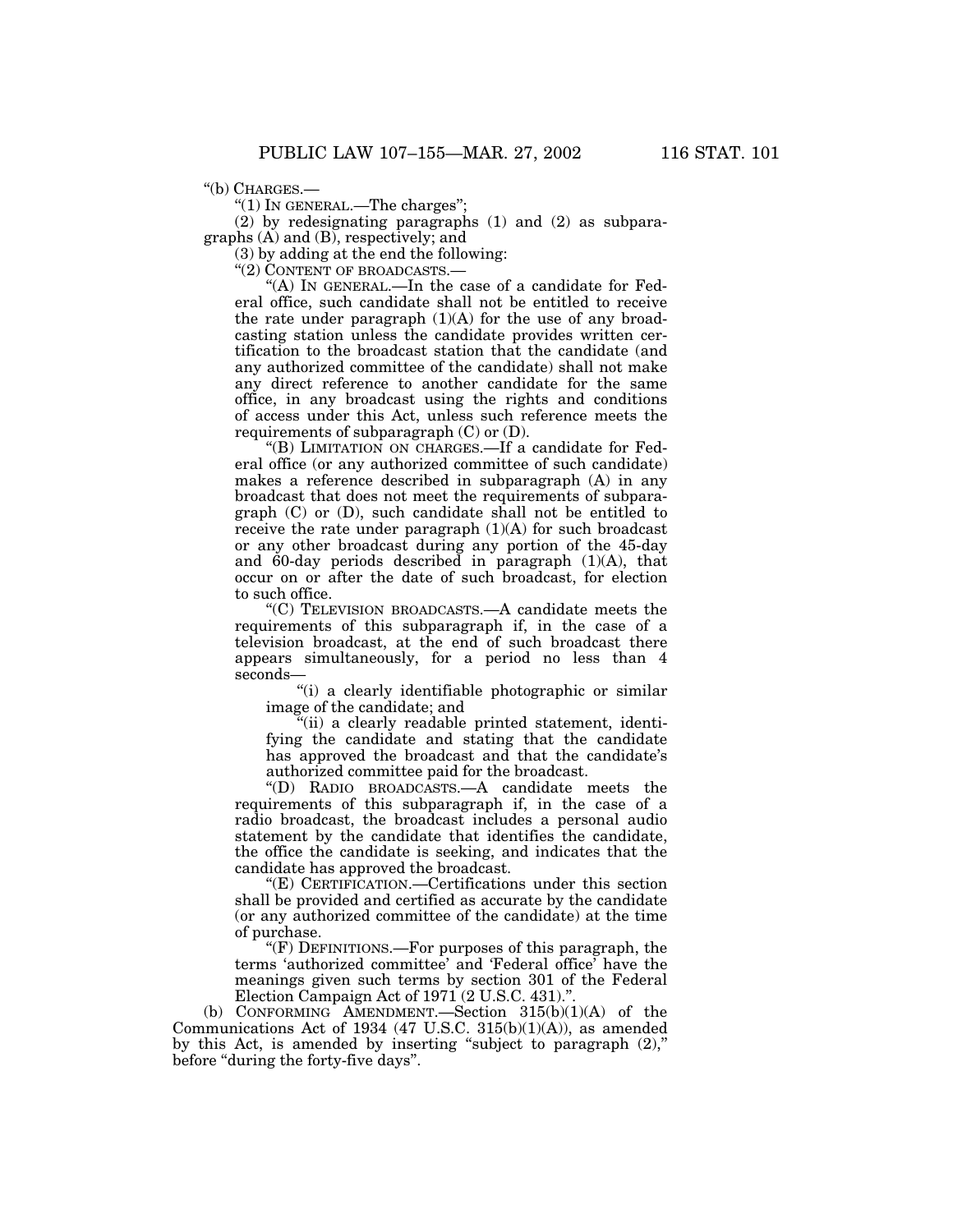"(b) CHARGES.—

"(1) IN GENERAL.—The charges";

(2) by redesignating paragraphs (1) and (2) as subparagraphs (A) and (B), respectively; and

(3) by adding at the end the following:

"(2) CONTENT OF BROADCASTS.—

"(A) IN GENERAL.—In the case of a candidate for Federal office, such candidate shall not be entitled to receive the rate under paragraph (1)(A) for the use of any broadcasting station unless the candidate provides written certification to the broadcast station that the candidate (and any authorized committee of the candidate) shall not make any direct reference to another candidate for the same office, in any broadcast using the rights and conditions of access under this Act, unless such reference meets the requirements of subparagraph (C) or (D).

"(B) LIMITATION ON CHARGES.—If a candidate for Federal office (or any authorized committee of such candidate) makes a reference described in subparagraph (A) in any broadcast that does not meet the requirements of subparagraph (C) or (D), such candidate shall not be entitled to receive the rate under paragraph (1)(A) for such broadcast or any other broadcast during any portion of the 45-day and 60-day periods described in paragraph (1)(A), that occur on or after the date of such broadcast, for election to such office.

"(C) TELEVISION BROADCASTS.—A candidate meets the requirements of this subparagraph if, in the case of a television broadcast, at the end of such broadcast there appears simultaneously, for a period no less than 4 seconds—

"(i) a clearly identifiable photographic or similar image of the candidate; and

"(ii) a clearly readable printed statement, identifying the candidate and stating that the candidate has approved the broadcast and that the candidate's authorized committee paid for the broadcast.

"(D) RADIO BROADCASTS.—A candidate meets the requirements of this subparagraph if, in the case of a radio broadcast, the broadcast includes a personal audio statement by the candidate that identifies the candidate, the office the candidate is seeking, and indicates that the candidate has approved the broadcast.

"(E) CERTIFICATION.—Certifications under this section shall be provided and certified as accurate by the candidate (or any authorized committee of the candidate) at the time of purchase.

"(F) DEFINITIONS.—For purposes of this paragraph, the terms 'authorized committee' and 'Federal office' have the meanings given such terms by section 301 of the Federal Election Campaign Act of 1971 (2 U.S.C. 431).".

(b) CONFORMING AMENDMENT.—Section 315(b)(1)(A) of the Communications Act of 1934 (47 U.S.C. 315(b)(1)(A)), as amended by this Act, is amended by inserting "subject to paragraph (2)," before "during the forty-five days".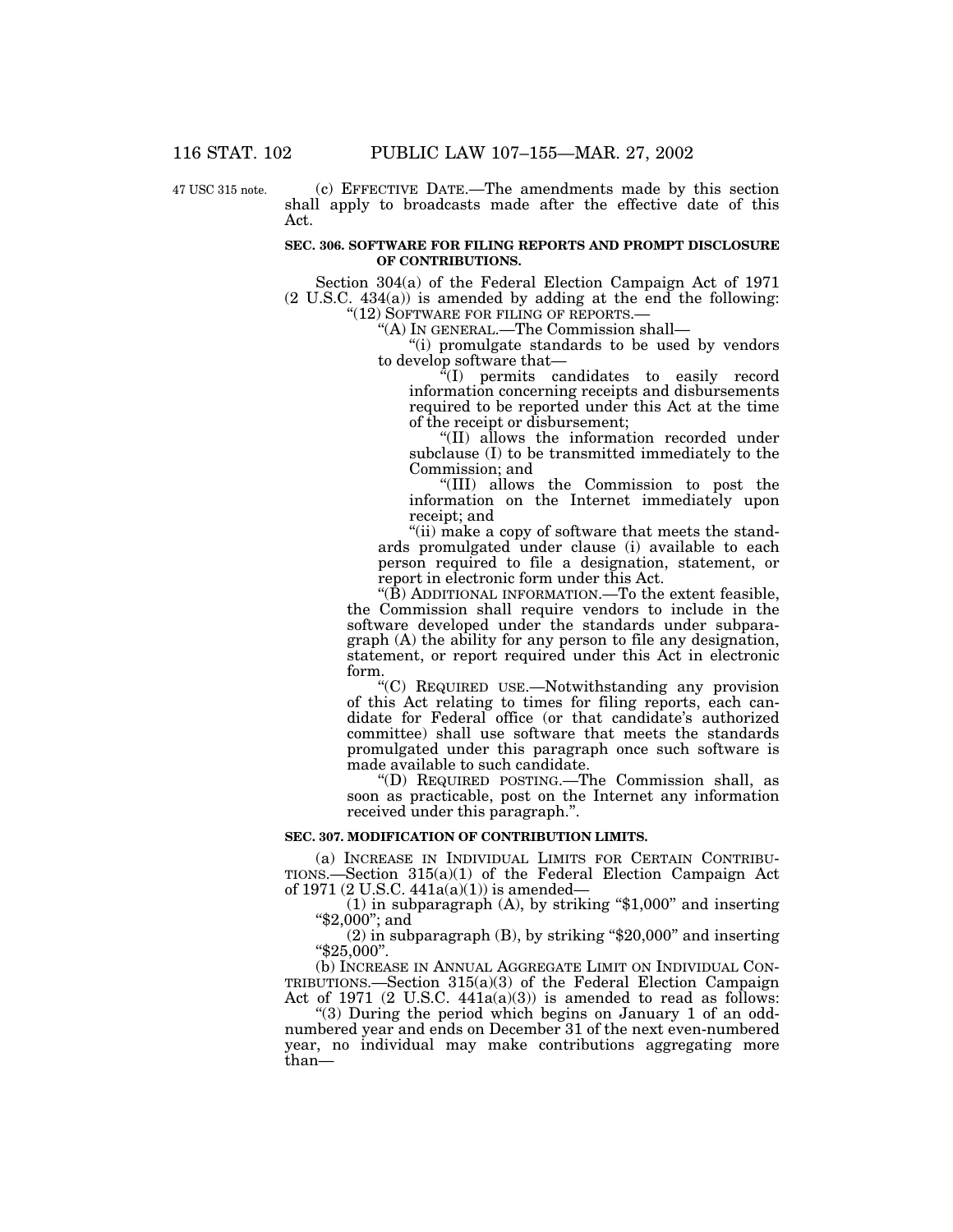47 USC 315 note.

(c) EFFECTIVE DATE.—The amendments made by this section shall apply to broadcasts made after the effective date of this Act.

**SEC. 306. SOFTWARE FOR FILING REPORTS AND PROMPT DISCLOSURE OF CONTRIBUTIONS.**

Section 304(a) of the Federal Election Campaign Act of 1971 (2 U.S.C. 434(a)) is amended by adding at the end the following:

"(12) SOFTWARE FOR FILING OF REPORTS.—

"(A) IN GENERAL.—The Commission shall—

"(i) promulgate standards to be used by vendors to develop software that—

"(I) permits candidates to easily record information concerning receipts and disbursements required to be reported under this Act at the time of the receipt or disbursement;

"(II) allows the information recorded under subclause (I) to be transmitted immediately to the Commission; and

"(III) allows the Commission to post the information on the Internet immediately upon receipt; and

"(ii) make a copy of software that meets the standards promulgated under clause (i) available to each person required to file a designation, statement, or report in electronic form under this Act.

"(B) ADDITIONAL INFORMATION.—To the extent feasible, the Commission shall require vendors to include in the software developed under the standards under subparagraph (A) the ability for any person to file any designation, statement, or report required under this Act in electronic form.

"(C) REQUIRED USE.—Notwithstanding any provision of this Act relating to times for filing reports, each candidate for Federal office (or that candidate's authorized committee) shall use software that meets the standards promulgated under this paragraph once such software is made available to such candidate.

"(D) REQUIRED POSTING.—The Commission shall, as soon as practicable, post on the Internet any information received under this paragraph.".

**SEC. 307. MODIFICATION OF CONTRIBUTION LIMITS.**

(a) INCREASE IN INDIVIDUAL LIMITS FOR CERTAIN CONTRIBUTIONS.—Section 315(a)(1) of the Federal Election Campaign Act of 1971 (2 U.S.C. 441a(a)(1)) is amended—

(1) in subparagraph (A), by striking "$1,000" and inserting "$2,000"; and

(2) in subparagraph (B), by striking "$20,000" and inserting "$25,000".

(b) INCREASE IN ANNUAL AGGREGATE LIMIT ON INDIVIDUAL CONTRIBUTIONS.—Section 315(a)(3) of the Federal Election Campaign Act of 1971 (2 U.S.C. 441a(a)(3)) is amended to read as follows:

"(3) During the period which begins on January 1 of an odd-numbered year and ends on December 31 of the next even-numbered year, no individual may make contributions aggregating more than—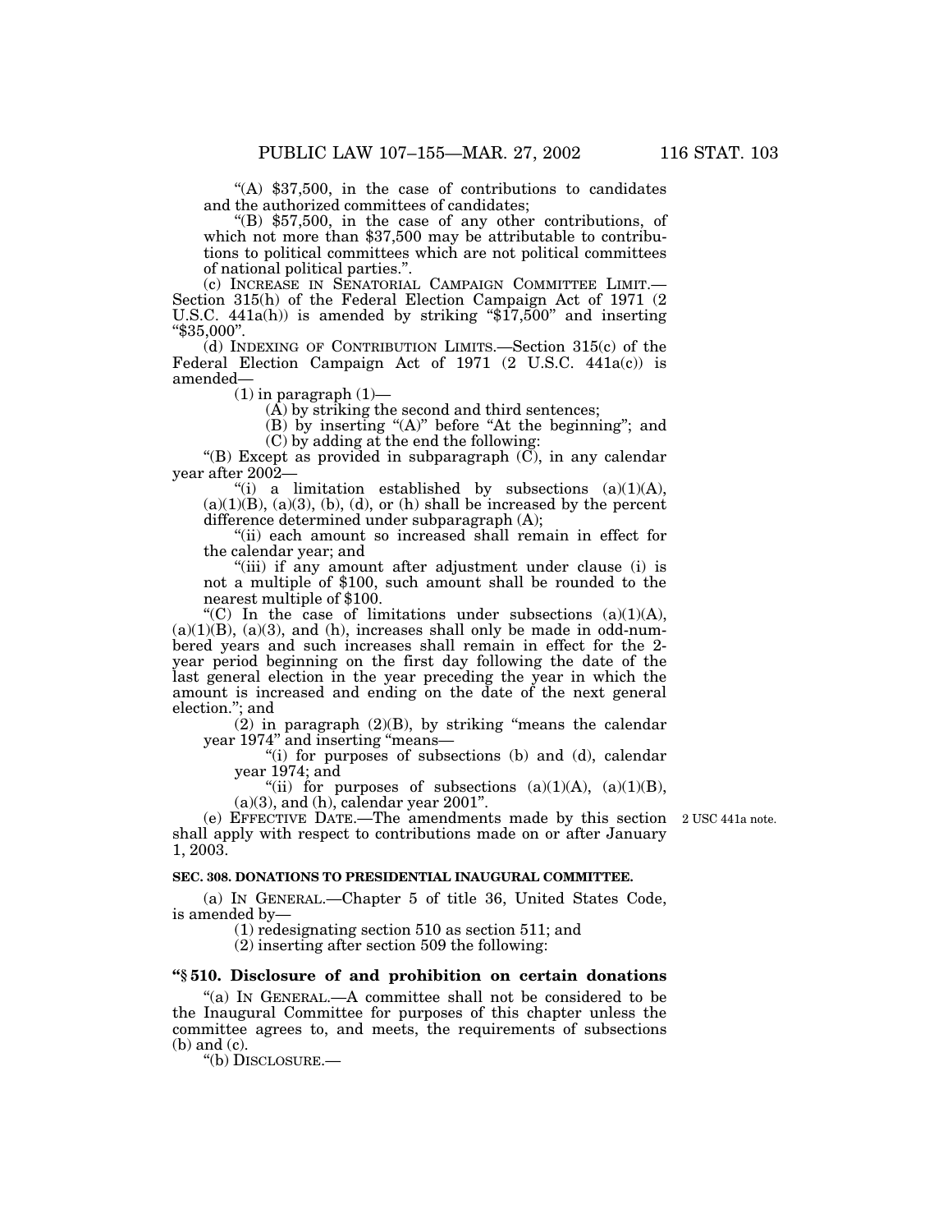"(A) $37,500, in the case of contributions to candidates and the authorized committees of candidates;

"(B) $57,500, in the case of any other contributions, of which not more than $37,500 may be attributable to contributions to political committees which are not political committees of national political parties.".

(c) INCREASE IN SENATORIAL CAMPAIGN COMMITTEE LIMIT.—Section 315(h) of the Federal Election Campaign Act of 1971 (2 U.S.C. 441a(h)) is amended by striking "$17,500" and inserting "$35,000".

(d) INDEXING OF CONTRIBUTION LIMITS.—Section 315(c) of the Federal Election Campaign Act of 1971 (2 U.S.C. 441a(c)) is amended—

(1) in paragraph (1)—

(A) by striking the second and third sentences;

(B) by inserting "(A)" before "At the beginning"; and

(C) by adding at the end the following:

"(B) Except as provided in subparagraph (C), in any calendar year after 2002—

"(i) a limitation established by subsections (a)(1)(A), (a)(1)(B), (a)(3), (b), (d), or (h) shall be increased by the percent difference determined under subparagraph (A);

"(ii) each amount so increased shall remain in effect for the calendar year; and

"(iii) if any amount after adjustment under clause (i) is not a multiple of $100, such amount shall be rounded to the nearest multiple of $100.

"(C) In the case of limitations under subsections (a)(1)(A), (a)(1)(B), (a)(3), and (h), increases shall only be made in odd-numbered years and such increases shall remain in effect for the 2-year period beginning on the first day following the date of the last general election in the year preceding the year in which the amount is increased and ending on the date of the next general election."; and

(2) in paragraph (2)(B), by striking "means the calendar year 1974" and inserting "means—

"(i) for purposes of subsections (b) and (d), calendar year 1974; and

"(ii) for purposes of subsections (a)(1)(A), (a)(1)(B), (a)(3), and (h), calendar year 2001".

(e) EFFECTIVE DATE.—The amendments made by this section shall apply with respect to contributions made on or after January 1, 2003.

2 USC 441a note.

**SEC. 308. DONATIONS TO PRESIDENTIAL INAUGURAL COMMITTEE.**

(a) IN GENERAL.—Chapter 5 of title 36, United States Code, is amended by—

(1) redesignating section 510 as section 511; and

(2) inserting after section 509 the following:

**"§ 510. Disclosure of and prohibition on certain donations**

"(a) IN GENERAL.—A committee shall not be considered to be the Inaugural Committee for purposes of this chapter unless the committee agrees to, and meets, the requirements of subsections (b) and (c).

"(b) DISCLOSURE.—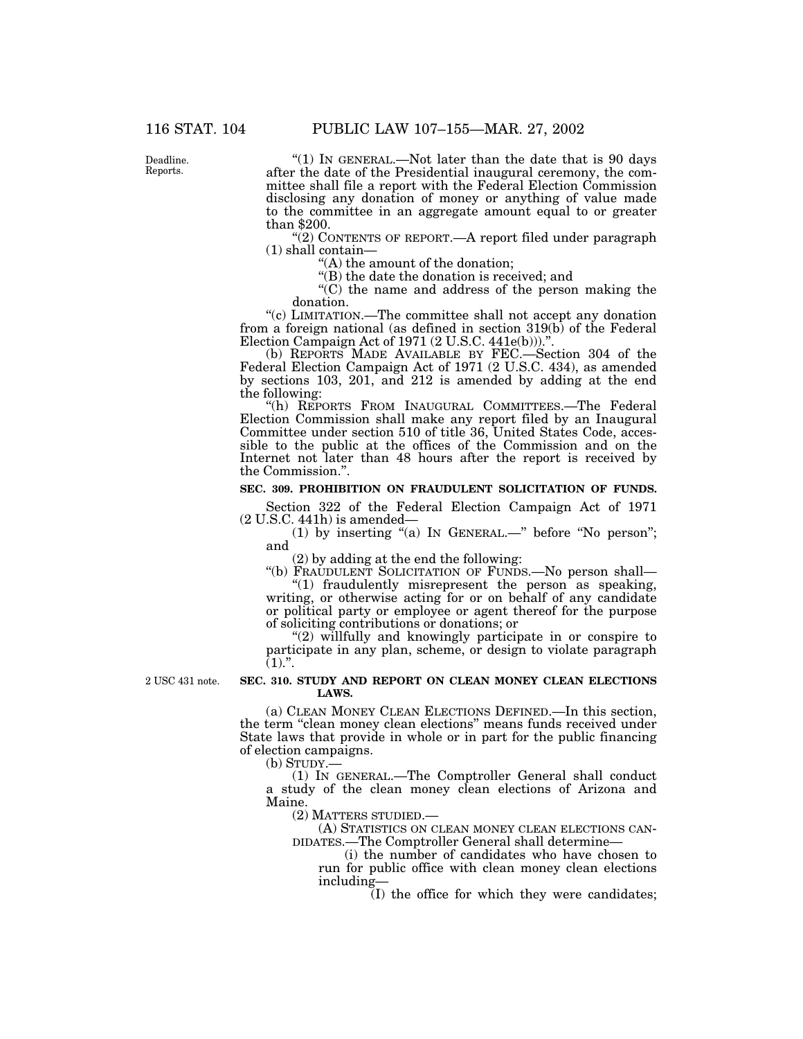"(1) IN GENERAL.—Not later than the date that is 90 days after the date of the Presidential inaugural ceremony, the committee shall file a report with the Federal Election Commission disclosing any donation of money or anything of value made to the committee in an aggregate amount equal to or greater than $200.

"(2) CONTENTS OF REPORT.—A report filed under paragraph (1) shall contain—

"(A) the amount of the donation;

"(B) the date the donation is received; and

"(C) the name and address of the person making the donation.

"(c) LIMITATION.—The committee shall not accept any donation from a foreign national (as defined in section 319(b) of the Federal Election Campaign Act of 1971 (2 U.S.C. 441e(b)))."

(b) REPORTS MADE AVAILABLE BY FEC.—Section 304 of the Federal Election Campaign Act of 1971 (2 U.S.C. 434), as amended by sections 103, 201, and 212 is amended by adding at the end the following:

"(h) REPORTS FROM INAUGURAL COMMITTEES.—The Federal Election Commission shall make any report filed by an Inaugural Committee under section 510 of title 36, United States Code, accessible to the public at the offices of the Commission and on the Internet not later than 48 hours after the report is received by the Commission.".

**SEC. 309. PROHIBITION ON FRAUDULENT SOLICITATION OF FUNDS.**

Section 322 of the Federal Election Campaign Act of 1971 (2 U.S.C. 441h) is amended—

(1) by inserting "(a) IN GENERAL.—" before "No person"; and

(2) by adding at the end the following:

"(b) FRAUDULENT SOLICITATION OF FUNDS.—No person shall—

"(1) fraudulently misrepresent the person as speaking, writing, or otherwise acting for or on behalf of any candidate or political party or employee or agent thereof for the purpose of soliciting contributions or donations; or

"(2) willfully and knowingly participate in or conspire to participate in any plan, scheme, or design to violate paragraph (1).".

**SEC. 310. STUDY AND REPORT ON CLEAN MONEY CLEAN ELECTIONS LAWS.**

(a) CLEAN MONEY CLEAN ELECTIONS DEFINED.—In this section, the term "clean money clean elections" means funds received under State laws that provide in whole or in part for the public financing of election campaigns.

(b) STUDY.—

(1) IN GENERAL.—The Comptroller General shall conduct a study of the clean money clean elections of Arizona and Maine.

(2) MATTERS STUDIED.—

(A) STATISTICS ON CLEAN MONEY CLEAN ELECTIONS CANDIDATES.—The Comptroller General shall determine—

(i) the number of candidates who have chosen to run for public office with clean money clean elections including—

(I) the office for which they were candidates;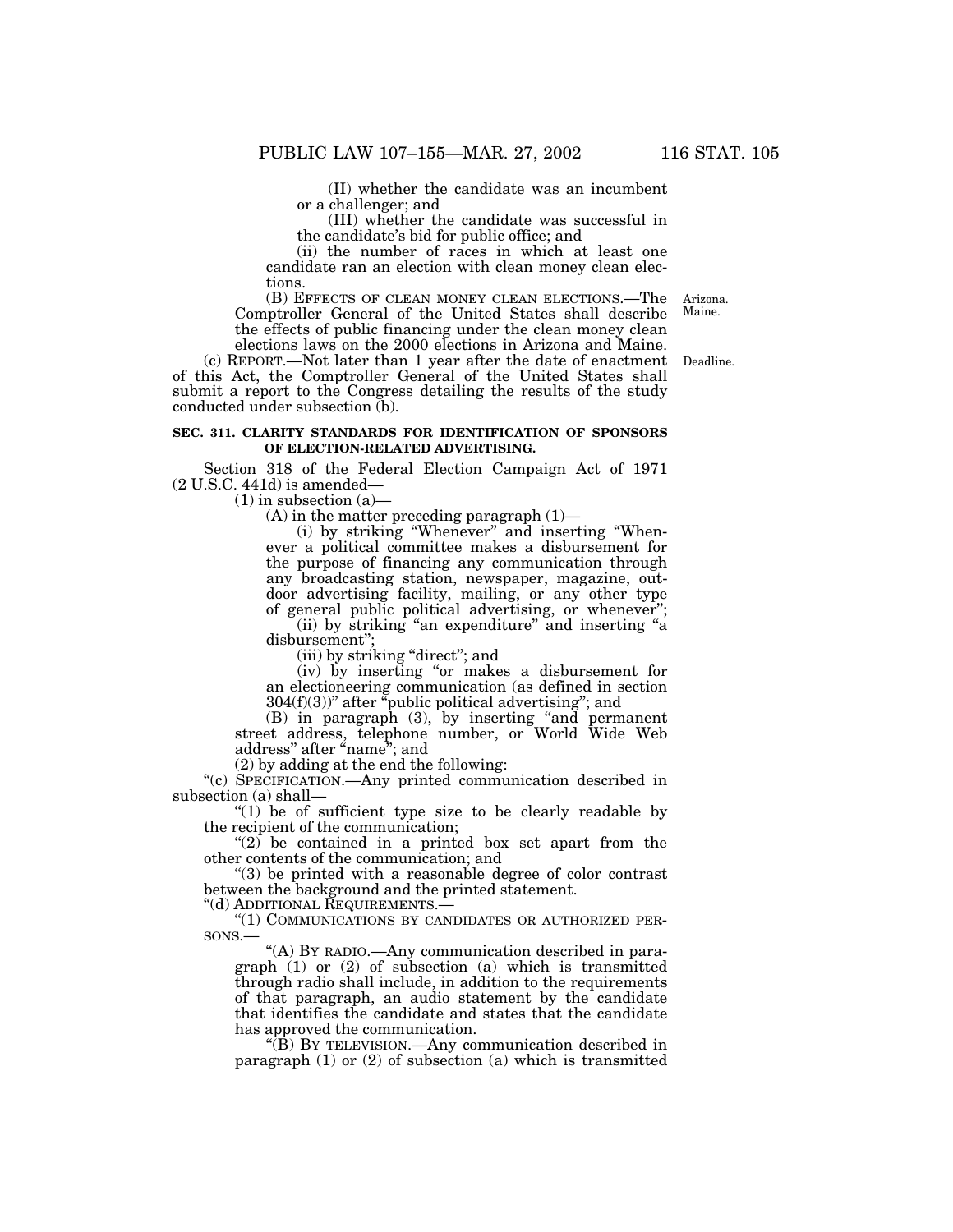(II) whether the candidate was an incumbent or a challenger; and

(III) whether the candidate was successful in the candidate's bid for public office; and

(ii) the number of races in which at least one candidate ran an election with clean money clean elections.

(B) EFFECTS OF CLEAN MONEY CLEAN ELECTIONS.—The Comptroller General of the United States shall describe the effects of public financing under the clean money clean elections laws on the 2000 elections in Arizona and Maine.

Arizona. Maine.

(c) REPORT.—Not later than 1 year after the date of enactment of this Act, the Comptroller General of the United States shall submit a report to the Congress detailing the results of the study conducted under subsection (b).

Deadline.

**SEC. 311. CLARITY STANDARDS FOR IDENTIFICATION OF SPONSORS OF ELECTION-RELATED ADVERTISING.**

Section 318 of the Federal Election Campaign Act of 1971 (2 U.S.C. 441d) is amended—

(1) in subsection (a)—

(A) in the matter preceding paragraph (1)—

(i) by striking "Whenever" and inserting "Whenever a political committee makes a disbursement for the purpose of financing any communication through any broadcasting station, newspaper, magazine, outdoor advertising facility, mailing, or any other type of general public political advertising, or whenever";

(ii) by striking "an expenditure" and inserting "a disbursement";

(iii) by striking "direct"; and

(iv) by inserting "or makes a disbursement for an electioneering communication (as defined in section 304(f)(3))" after "public political advertising"; and

(B) in paragraph (3), by inserting "and permanent street address, telephone number, or World Wide Web address" after "name"; and

(2) by adding at the end the following:

"(c) SPECIFICATION.—Any printed communication described in subsection (a) shall—

"(1) be of sufficient type size to be clearly readable by the recipient of the communication;

"(2) be contained in a printed box set apart from the other contents of the communication; and

"(3) be printed with a reasonable degree of color contrast between the background and the printed statement.

"(d) ADDITIONAL REQUIREMENTS.—

"(1) COMMUNICATIONS BY CANDIDATES OR AUTHORIZED PERSONS.—

"(A) BY RADIO.—Any communication described in paragraph (1) or (2) of subsection (a) which is transmitted through radio shall include, in addition to the requirements of that paragraph, an audio statement by the candidate that identifies the candidate and states that the candidate has approved the communication.

"(B) BY TELEVISION.—Any communication described in paragraph (1) or (2) of subsection (a) which is transmitted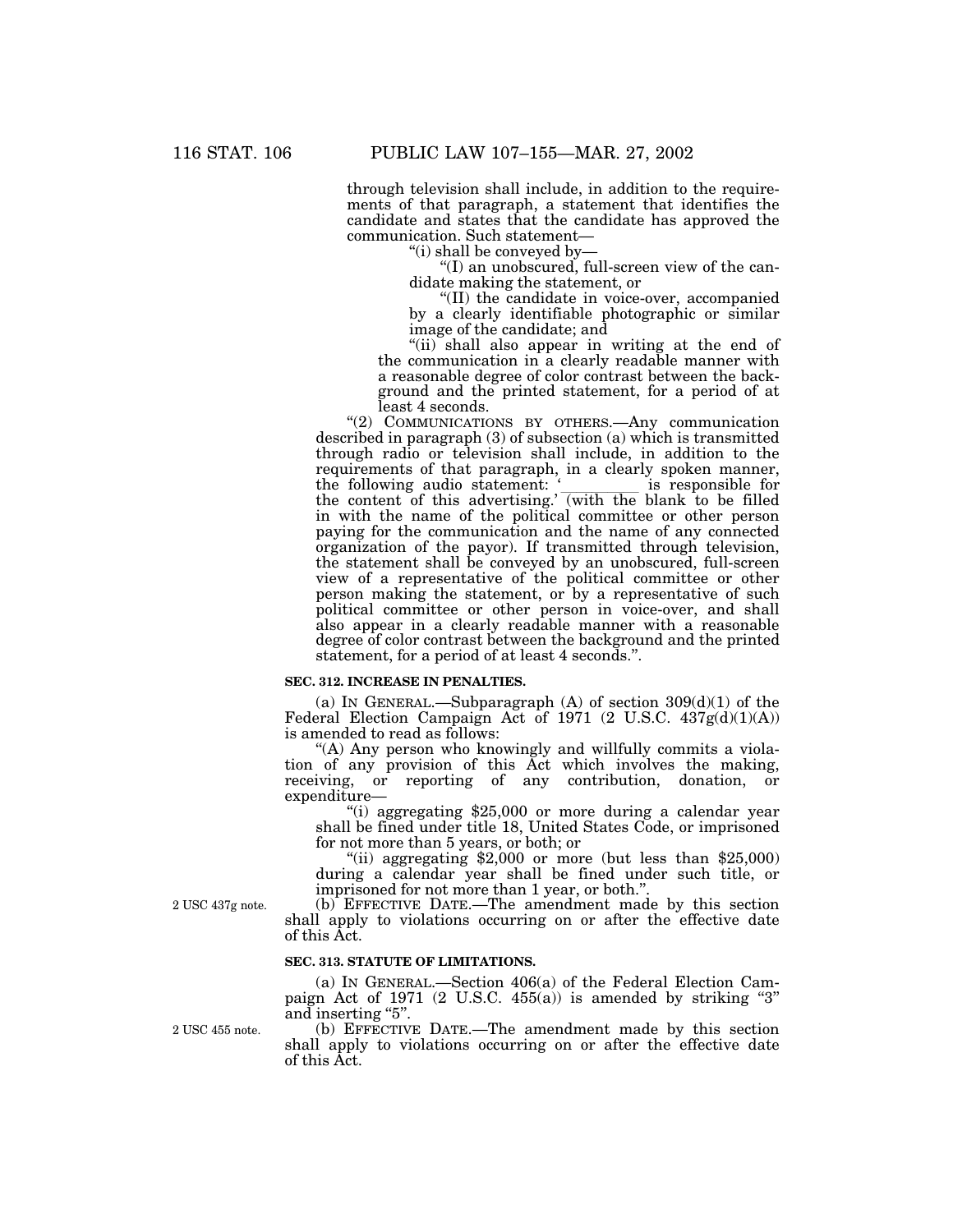through television shall include, in addition to the requirements of that paragraph, a statement that identifies the candidate and states that the candidate has approved the communication. Such statement—

"(i) shall be conveyed by—

"(I) an unobscured, full-screen view of the candidate making the statement, or

"(II) the candidate in voice-over, accompanied by a clearly identifiable photographic or similar image of the candidate; and

"(ii) shall also appear in writing at the end of the communication in a clearly readable manner with a reasonable degree of color contrast between the background and the printed statement, for a period of at least 4 seconds.

"(2) COMMUNICATIONS BY OTHERS.—Any communication described in paragraph (3) of subsection (a) which is transmitted through radio or television shall include, in addition to the requirements of that paragraph, in a clearly spoken manner, the following audio statement: '\_\_\_\_\_\_\_\_\_\_ is responsible for the content of this advertising.' (with the blank to be filled in with the name of the political committee or other person paying for the communication and the name of any connected organization of the payor). If transmitted through television, the statement shall be conveyed by an unobscured, full-screen view of a representative of the political committee or other person making the statement, or by a representative of such political committee or other person in voice-over, and shall also appear in a clearly readable manner with a reasonable degree of color contrast between the background and the printed statement, for a period of at least 4 seconds.".

**SEC. 312. INCREASE IN PENALTIES.**

(a) IN GENERAL.—Subparagraph (A) of section 309(d)(1) of the Federal Election Campaign Act of 1971 (2 U.S.C. 437g(d)(1)(A)) is amended to read as follows:

"(A) Any person who knowingly and willfully commits a violation of any provision of this Act which involves the making, receiving, or reporting of any contribution, donation, or expenditure—

"(i) aggregating $25,000 or more during a calendar year shall be fined under title 18, United States Code, or imprisoned for not more than 5 years, or both; or

"(ii) aggregating $2,000 or more (but less than $25,000) during a calendar year shall be fined under such title, or imprisoned for not more than 1 year, or both.".

2 USC 437g note.

(b) EFFECTIVE DATE.—The amendment made by this section shall apply to violations occurring on or after the effective date of this Act.

**SEC. 313. STATUTE OF LIMITATIONS.**

(a) IN GENERAL.—Section 406(a) of the Federal Election Campaign Act of 1971 (2 U.S.C. 455(a)) is amended by striking "3" and inserting "5".

2 USC 455 note.

(b) EFFECTIVE DATE.—The amendment made by this section shall apply to violations occurring on or after the effective date of this Act.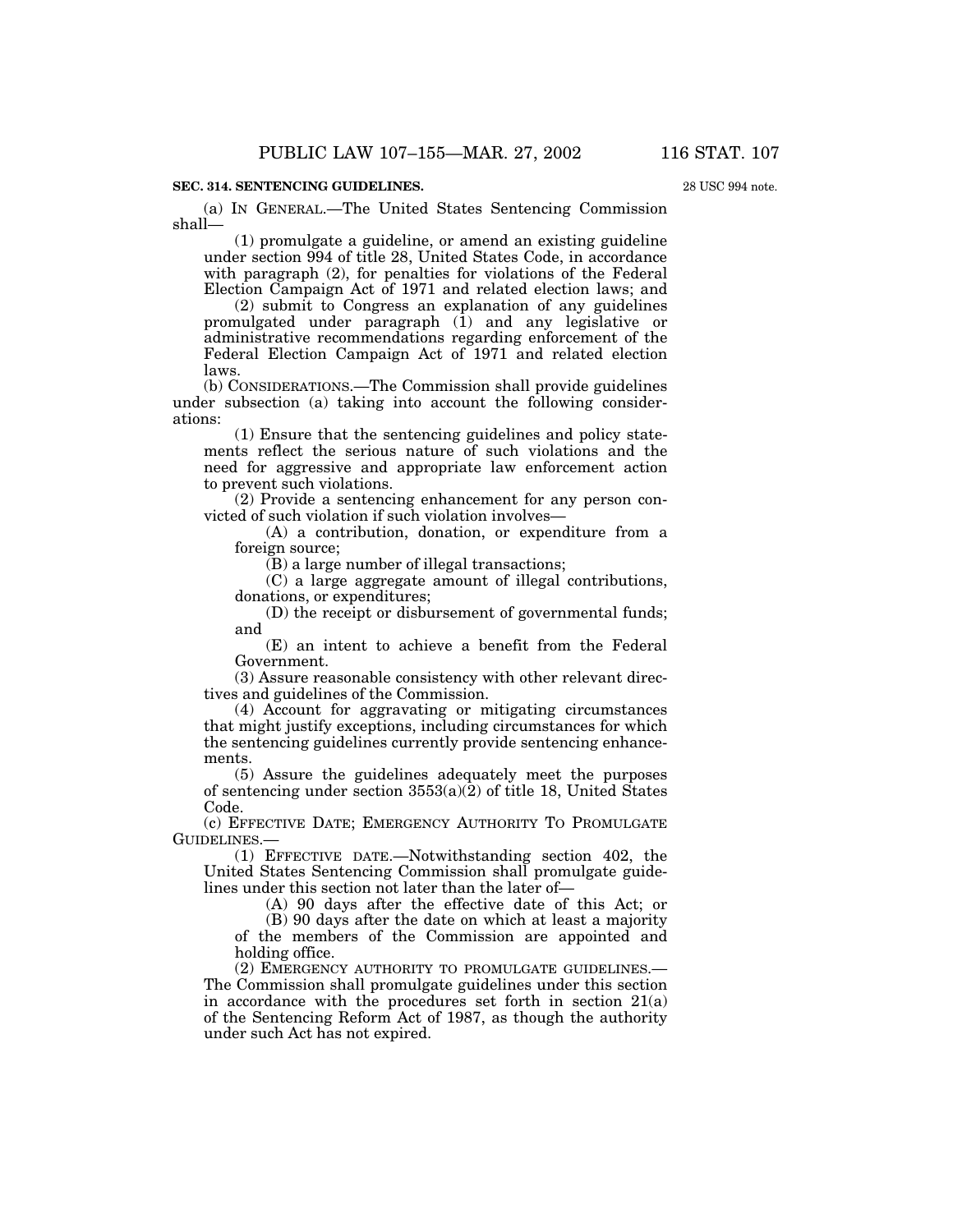**SEC. 314. SENTENCING GUIDELINES.**

28 USC 994 note.

(a) IN GENERAL.—The United States Sentencing Commission shall—

(1) promulgate a guideline, or amend an existing guideline under section 994 of title 28, United States Code, in accordance with paragraph (2), for penalties for violations of the Federal Election Campaign Act of 1971 and related election laws; and

(2) submit to Congress an explanation of any guidelines promulgated under paragraph (1) and any legislative or administrative recommendations regarding enforcement of the Federal Election Campaign Act of 1971 and related election laws.

(b) CONSIDERATIONS.—The Commission shall provide guidelines under subsection (a) taking into account the following considerations:

(1) Ensure that the sentencing guidelines and policy statements reflect the serious nature of such violations and the need for aggressive and appropriate law enforcement action to prevent such violations.

(2) Provide a sentencing enhancement for any person convicted of such violation if such violation involves—

(A) a contribution, donation, or expenditure from a foreign source;

(B) a large number of illegal transactions;

(C) a large aggregate amount of illegal contributions, donations, or expenditures;

(D) the receipt or disbursement of governmental funds; and

(E) an intent to achieve a benefit from the Federal Government.

(3) Assure reasonable consistency with other relevant directives and guidelines of the Commission.

(4) Account for aggravating or mitigating circumstances that might justify exceptions, including circumstances for which the sentencing guidelines currently provide sentencing enhancements.

(5) Assure the guidelines adequately meet the purposes of sentencing under section 3553(a)(2) of title 18, United States Code.

(c) EFFECTIVE DATE; EMERGENCY AUTHORITY TO PROMULGATE GUIDELINES.—

(1) EFFECTIVE DATE.—Notwithstanding section 402, the United States Sentencing Commission shall promulgate guidelines under this section not later than the later of—

(A) 90 days after the effective date of this Act; or

(B) 90 days after the date on which at least a majority of the members of the Commission are appointed and holding office.

(2) EMERGENCY AUTHORITY TO PROMULGATE GUIDELINES.—The Commission shall promulgate guidelines under this section in accordance with the procedures set forth in section 21(a) of the Sentencing Reform Act of 1987, as though the authority under such Act has not expired.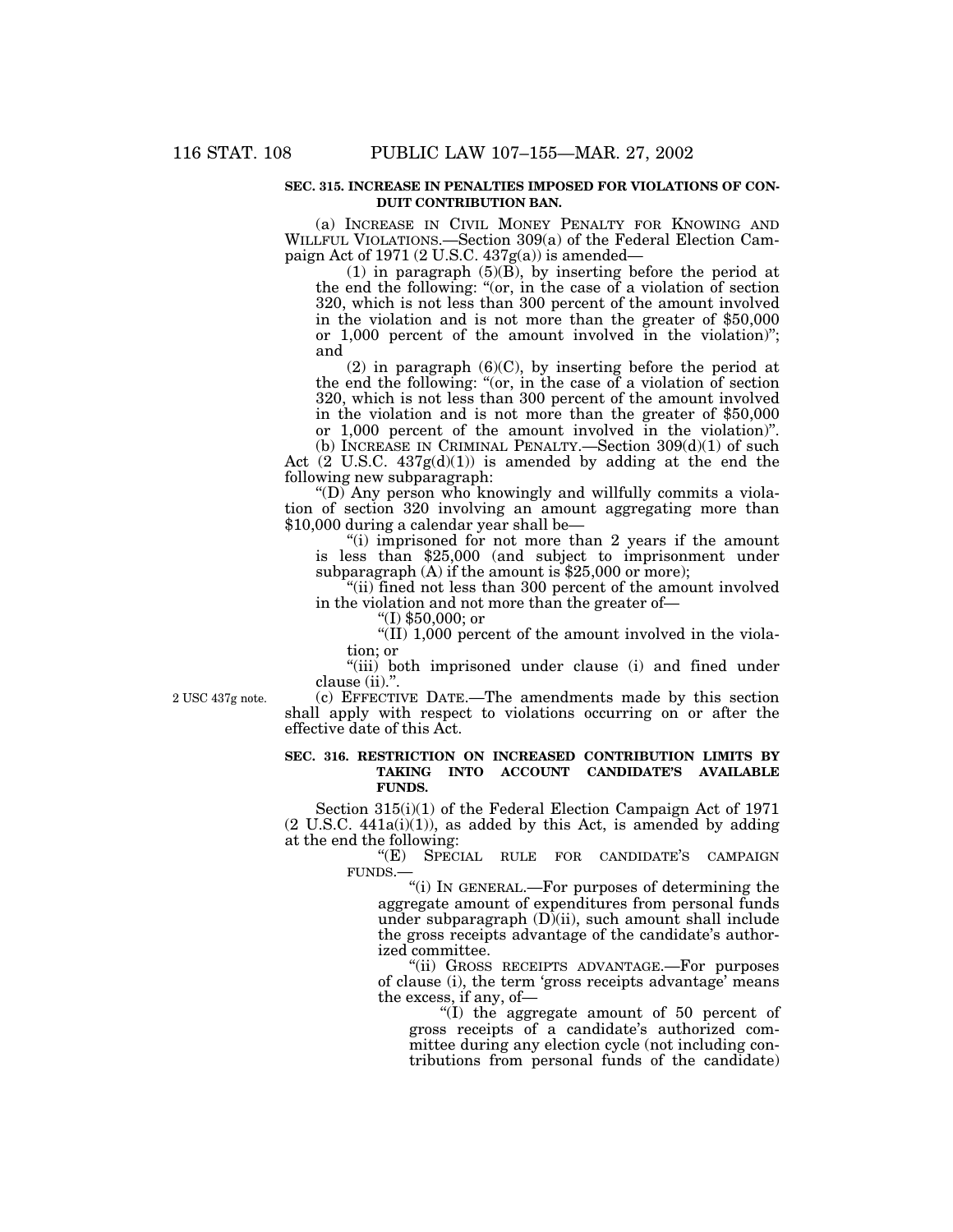**SEC. 315. INCREASE IN PENALTIES IMPOSED FOR VIOLATIONS OF CONDUIT CONTRIBUTION BAN.**

(a) INCREASE IN CIVIL MONEY PENALTY FOR KNOWING AND WILLFUL VIOLATIONS.—Section 309(a) of the Federal Election Campaign Act of 1971 (2 U.S.C. 437g(a)) is amended—

(1) in paragraph (5)(B), by inserting before the period at the end the following: "(or, in the case of a violation of section 320, which is not less than 300 percent of the amount involved in the violation and is not more than the greater of $50,000 or 1,000 percent of the amount involved in the violation)"; and

(2) in paragraph (6)(C), by inserting before the period at the end the following: "(or, in the case of a violation of section 320, which is not less than 300 percent of the amount involved in the violation and is not more than the greater of $50,000 or 1,000 percent of the amount involved in the violation)".

(b) INCREASE IN CRIMINAL PENALTY.—Section 309(d)(1) of such Act (2 U.S.C. 437g(d)(1)) is amended by adding at the end the following new subparagraph:

"(D) Any person who knowingly and willfully commits a violation of section 320 involving an amount aggregating more than $10,000 during a calendar year shall be—

"(i) imprisoned for not more than 2 years if the amount is less than $25,000 (and subject to imprisonment under subparagraph (A) if the amount is $25,000 or more);

"(ii) fined not less than 300 percent of the amount involved in the violation and not more than the greater of—

"(I) $50,000; or

"(II) 1,000 percent of the amount involved in the violation; or

"(iii) both imprisoned under clause (i) and fined under clause (ii).".

2 USC 437g note.

(c) EFFECTIVE DATE.—The amendments made by this section shall apply with respect to violations occurring on or after the effective date of this Act.

**SEC. 316. RESTRICTION ON INCREASED CONTRIBUTION LIMITS BY TAKING INTO ACCOUNT CANDIDATE'S AVAILABLE FUNDS.**

Section 315(i)(1) of the Federal Election Campaign Act of 1971 (2 U.S.C. 441a(i)(1)), as added by this Act, is amended by adding at the end the following:

"(E) SPECIAL RULE FOR CANDIDATE'S CAMPAIGN FUNDS.—

"(i) IN GENERAL.—For purposes of determining the aggregate amount of expenditures from personal funds under subparagraph (D)(ii), such amount shall include the gross receipts advantage of the candidate's authorized committee.

"(ii) GROSS RECEIPTS ADVANTAGE.—For purposes of clause (i), the term 'gross receipts advantage' means the excess, if any, of—

"(I) the aggregate amount of 50 percent of gross receipts of a candidate's authorized committee during any election cycle (not including contributions from personal funds of the candidate)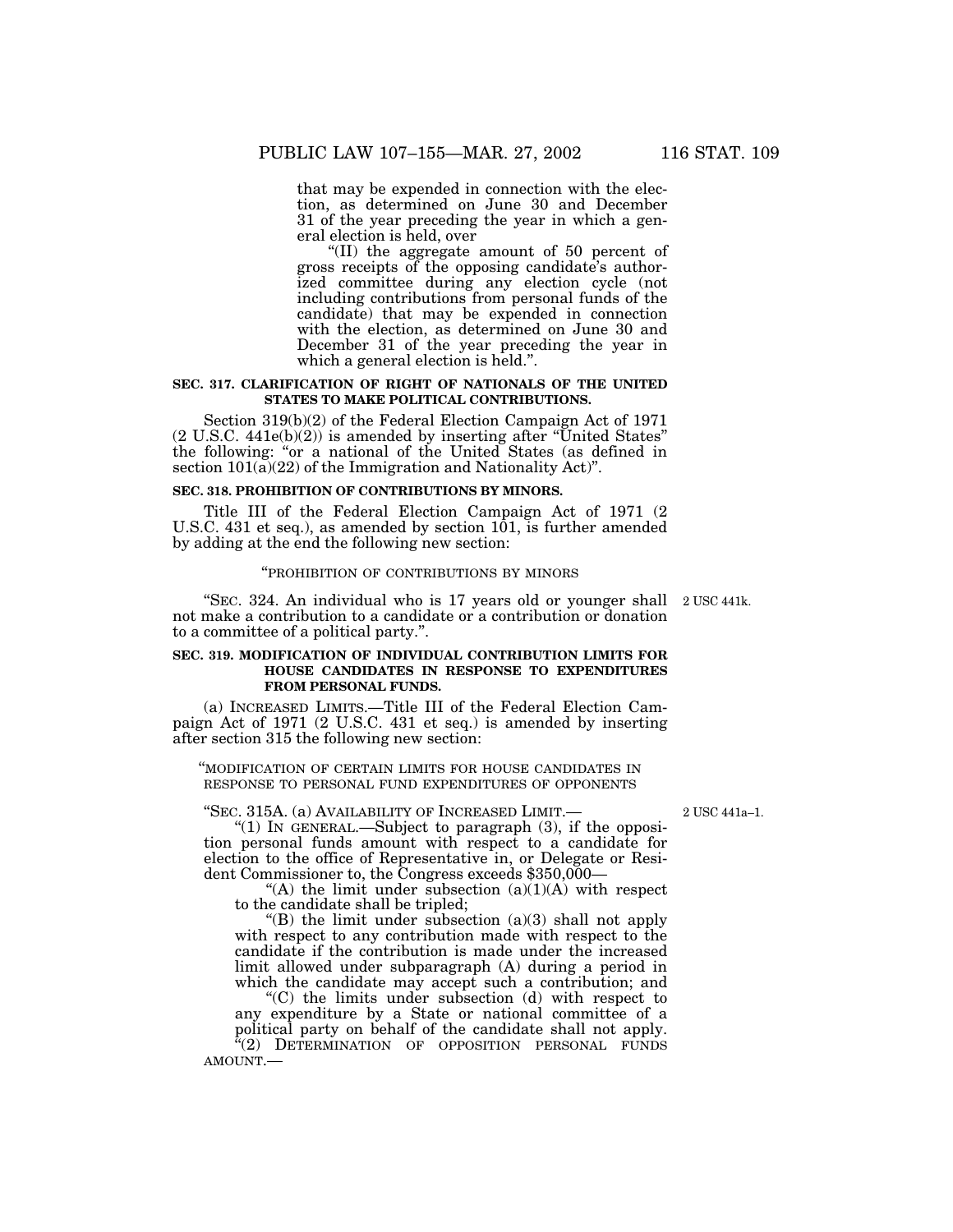that may be expended in connection with the election, as determined on June 30 and December 31 of the year preceding the year in which a general election is held, over

"(II) the aggregate amount of 50 percent of gross receipts of the opposing candidate's authorized committee during any election cycle (not including contributions from personal funds of the candidate) that may be expended in connection with the election, as determined on June 30 and December 31 of the year preceding the year in which a general election is held.".

**SEC. 317. CLARIFICATION OF RIGHT OF NATIONALS OF THE UNITED STATES TO MAKE POLITICAL CONTRIBUTIONS.**

Section 319(b)(2) of the Federal Election Campaign Act of 1971 (2 U.S.C. 441e(b)(2)) is amended by inserting after "United States" the following: "or a national of the United States (as defined in section 101(a)(22) of the Immigration and Nationality Act)".

**SEC. 318. PROHIBITION OF CONTRIBUTIONS BY MINORS.**

Title III of the Federal Election Campaign Act of 1971 (2 U.S.C. 431 et seq.), as amended by section 101, is further amended by adding at the end the following new section:

"PROHIBITION OF CONTRIBUTIONS BY MINORS

"SEC. 324. An individual who is 17 years old or younger shall not make a contribution to a candidate or a contribution or donation to a committee of a political party.".

2 USC 441k.

**SEC. 319. MODIFICATION OF INDIVIDUAL CONTRIBUTION LIMITS FOR HOUSE CANDIDATES IN RESPONSE TO EXPENDITURES FROM PERSONAL FUNDS.**

(a) INCREASED LIMITS.—Title III of the Federal Election Campaign Act of 1971 (2 U.S.C. 431 et seq.) is amended by inserting after section 315 the following new section:

"MODIFICATION OF CERTAIN LIMITS FOR HOUSE CANDIDATES IN RESPONSE TO PERSONAL FUND EXPENDITURES OF OPPONENTS

"SEC. 315A. (a) AVAILABILITY OF INCREASED LIMIT.—

2 USC 441a–1.

"(1) IN GENERAL.—Subject to paragraph (3), if the opposition personal funds amount with respect to a candidate for election to the office of Representative in, or Delegate or Resident Commissioner to, the Congress exceeds $350,000—

"(A) the limit under subsection (a)(1)(A) with respect to the candidate shall be tripled;

"(B) the limit under subsection (a)(3) shall not apply with respect to any contribution made with respect to the candidate if the contribution is made under the increased limit allowed under subparagraph (A) during a period in which the candidate may accept such a contribution; and

"(C) the limits under subsection (d) with respect to any expenditure by a State or national committee of a political party on behalf of the candidate shall not apply.

"(2) DETERMINATION OF OPPOSITION PERSONAL FUNDS AMOUNT.—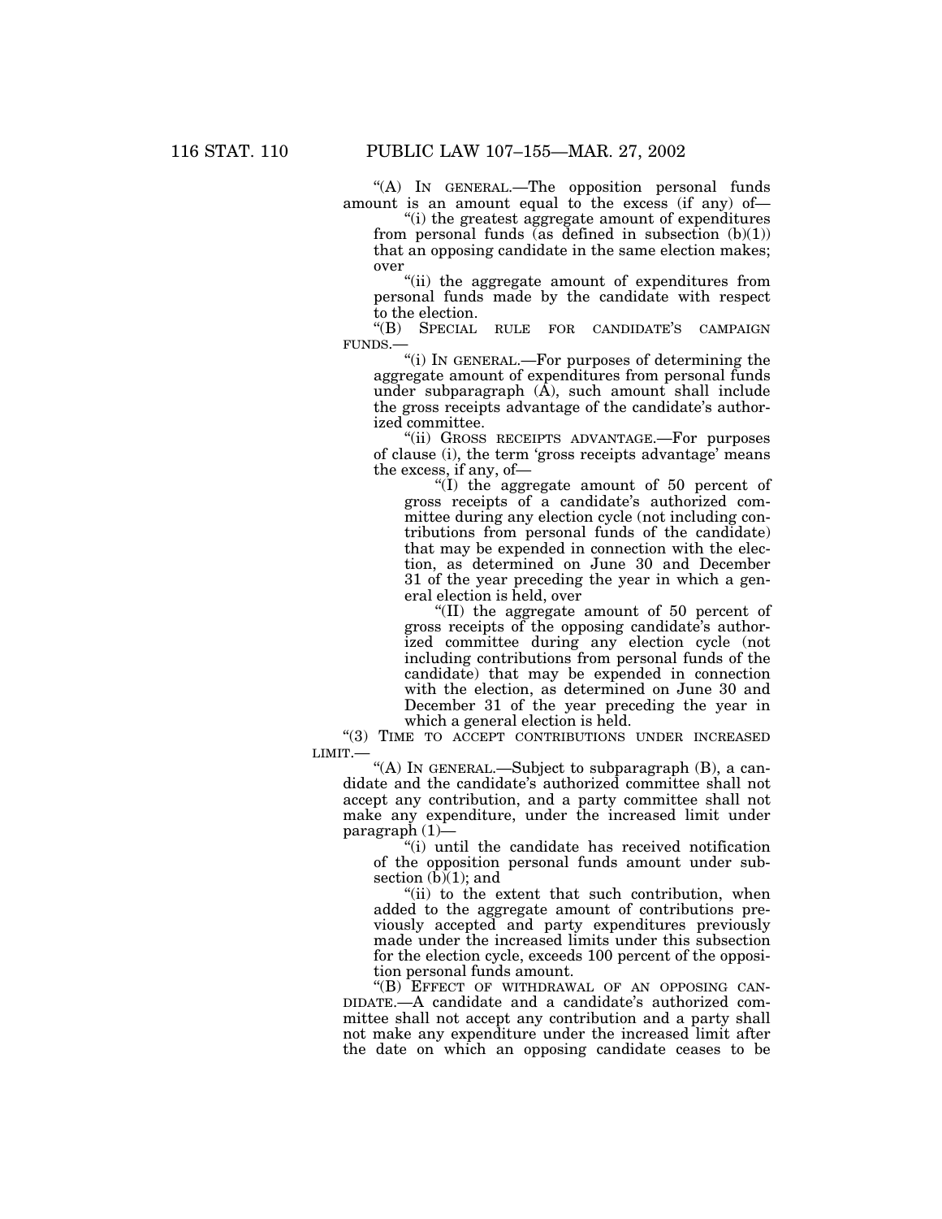"(A) IN GENERAL.—The opposition personal funds amount is an amount equal to the excess (if any) of—

"(i) the greatest aggregate amount of expenditures from personal funds (as defined in subsection (b)(1)) that an opposing candidate in the same election makes; over

"(ii) the aggregate amount of expenditures from personal funds made by the candidate with respect to the election.

"(B) SPECIAL RULE FOR CANDIDATE'S CAMPAIGN FUNDS.—

"(i) IN GENERAL.—For purposes of determining the aggregate amount of expenditures from personal funds under subparagraph (A), such amount shall include the gross receipts advantage of the candidate's authorized committee.

"(ii) GROSS RECEIPTS ADVANTAGE.—For purposes of clause (i), the term 'gross receipts advantage' means the excess, if any, of—

"(I) the aggregate amount of 50 percent of gross receipts of a candidate's authorized committee during any election cycle (not including contributions from personal funds of the candidate) that may be expended in connection with the election, as determined on June 30 and December 31 of the year preceding the year in which a general election is held, over

"(II) the aggregate amount of 50 percent of gross receipts of the opposing candidate's authorized committee during any election cycle (not including contributions from personal funds of the candidate) that may be expended in connection with the election, as determined on June 30 and December 31 of the year preceding the year in which a general election is held.

"(3) TIME TO ACCEPT CONTRIBUTIONS UNDER INCREASED LIMIT.—

"(A) IN GENERAL.—Subject to subparagraph (B), a candidate and the candidate's authorized committee shall not accept any contribution, and a party committee shall not make any expenditure, under the increased limit under paragraph (1)—

"(i) until the candidate has received notification of the opposition personal funds amount under subsection (b)(1); and

"(ii) to the extent that such contribution, when added to the aggregate amount of contributions previously accepted and party expenditures previously made under the increased limits under this subsection for the election cycle, exceeds 100 percent of the opposition personal funds amount.

"(B) EFFECT OF WITHDRAWAL OF AN OPPOSING CANDIDATE.—A candidate and a candidate's authorized committee shall not accept any contribution and a party shall not make any expenditure under the increased limit after the date on which an opposing candidate ceases to be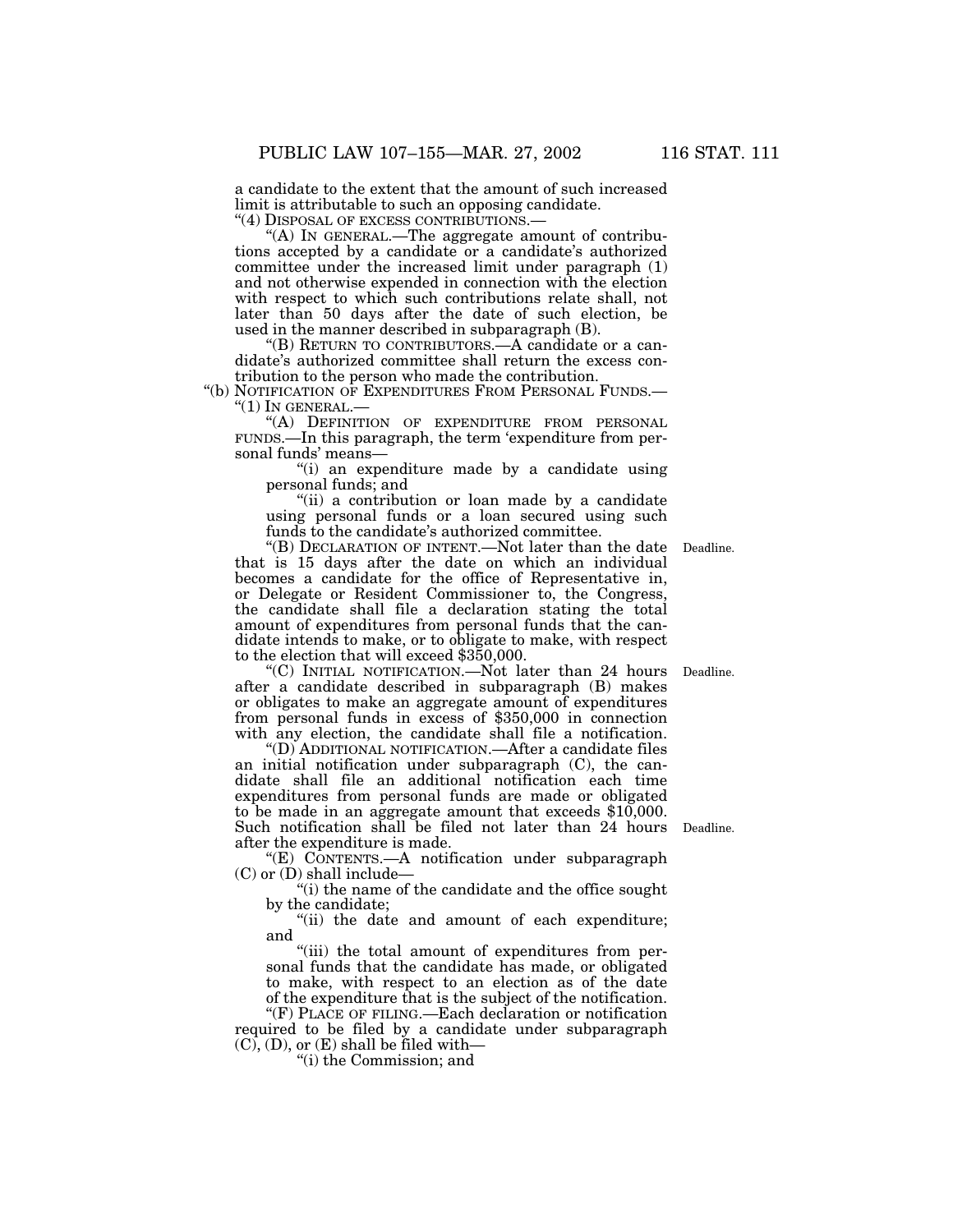a candidate to the extent that the amount of such increased limit is attributable to such an opposing candidate.

"(4) DISPOSAL OF EXCESS CONTRIBUTIONS.—

"(A) IN GENERAL.—The aggregate amount of contributions accepted by a candidate or a candidate's authorized committee under the increased limit under paragraph (1) and not otherwise expended in connection with the election with respect to which such contributions relate shall, not later than 50 days after the date of such election, be used in the manner described in subparagraph (B).

"(B) RETURN TO CONTRIBUTORS.—A candidate or a candidate's authorized committee shall return the excess contribution to the person who made the contribution.

"(b) NOTIFICATION OF EXPENDITURES FROM PERSONAL FUNDS.—

"(1) IN GENERAL.—

"(A) DEFINITION OF EXPENDITURE FROM PERSONAL FUNDS.—In this paragraph, the term 'expenditure from personal funds' means—

"(i) an expenditure made by a candidate using personal funds; and

"(ii) a contribution or loan made by a candidate using personal funds or a loan secured using such funds to the candidate's authorized committee.

"(B) DECLARATION OF INTENT.—Not later than the date that is 15 days after the date on which an individual becomes a candidate for the office of Representative in, or Delegate or Resident Commissioner to, the Congress, the candidate shall file a declaration stating the total amount of expenditures from personal funds that the candidate intends to make, or to obligate to make, with respect to the election that will exceed $350,000.

Deadline.

"(C) INITIAL NOTIFICATION.—Not later than 24 hours after a candidate described in subparagraph (B) makes or obligates to make an aggregate amount of expenditures from personal funds in excess of $350,000 in connection with any election, the candidate shall file a notification.

Deadline.

"(D) ADDITIONAL NOTIFICATION.—After a candidate files an initial notification under subparagraph (C), the candidate shall file an additional notification each time expenditures from personal funds are made or obligated to be made in an aggregate amount that exceeds $10,000. Such notification shall be filed not later than 24 hours after the expenditure is made.

Deadline.

"(E) CONTENTS.—A notification under subparagraph (C) or (D) shall include—

"(i) the name of the candidate and the office sought by the candidate;

"(ii) the date and amount of each expenditure; and

"(iii) the total amount of expenditures from personal funds that the candidate has made, or obligated to make, with respect to an election as of the date of the expenditure that is the subject of the notification.

"(F) PLACE OF FILING.—Each declaration or notification required to be filed by a candidate under subparagraph (C), (D), or (E) shall be filed with—

"(i) the Commission; and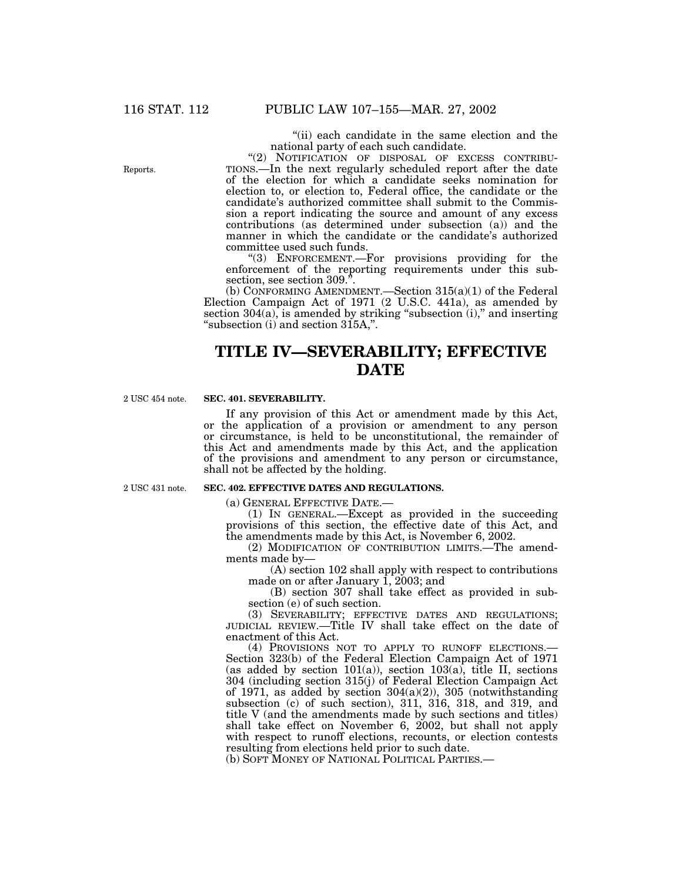"(ii) each candidate in the same election and the national party of each such candidate.

Reports.

"(2) NOTIFICATION OF DISPOSAL OF EXCESS CONTRIBUTIONS.—In the next regularly scheduled report after the date of the election for which a candidate seeks nomination for election to, or election to, Federal office, the candidate or the candidate's authorized committee shall submit to the Commission a report indicating the source and amount of any excess contributions (as determined under subsection (a)) and the manner in which the candidate or the candidate's authorized committee used such funds.

"(3) ENFORCEMENT.—For provisions providing for the enforcement of the reporting requirements under this subsection, see section 309.".

(b) CONFORMING AMENDMENT.—Section 315(a)(1) of the Federal Election Campaign Act of 1971 (2 U.S.C. 441a), as amended by section 304(a), is amended by striking "subsection (i)," and inserting "subsection (i) and section 315A,".

# TITLE IV—SEVERABILITY; EFFECTIVE DATE

2 USC 454 note.

**SEC. 401. SEVERABILITY.**

If any provision of this Act or amendment made by this Act, or the application of a provision or amendment to any person or circumstance, is held to be unconstitutional, the remainder of this Act and amendments made by this Act, and the application of the provisions and amendment to any person or circumstance, shall not be affected by the holding.

2 USC 431 note.

**SEC. 402. EFFECTIVE DATES AND REGULATIONS.**

(a) GENERAL EFFECTIVE DATE.—

(1) IN GENERAL.—Except as provided in the succeeding provisions of this section, the effective date of this Act, and the amendments made by this Act, is November 6, 2002.

(2) MODIFICATION OF CONTRIBUTION LIMITS.—The amendments made by—

(A) section 102 shall apply with respect to contributions made on or after January 1, 2003; and

(B) section 307 shall take effect as provided in subsection (e) of such section.

(3) SEVERABILITY; EFFECTIVE DATES AND REGULATIONS; JUDICIAL REVIEW.—Title IV shall take effect on the date of enactment of this Act.

(4) PROVISIONS NOT TO APPLY TO RUNOFF ELECTIONS.—Section 323(b) of the Federal Election Campaign Act of 1971 (as added by section 101(a)), section 103(a), title II, sections 304 (including section 315(j) of Federal Election Campaign Act of 1971, as added by section 304(a)(2)), 305 (notwithstanding subsection (c) of such section), 311, 316, 318, and 319, and title V (and the amendments made by such sections and titles) shall take effect on November 6, 2002, but shall not apply with respect to runoff elections, recounts, or election contests resulting from elections held prior to such date.

(b) SOFT MONEY OF NATIONAL POLITICAL PARTIES.—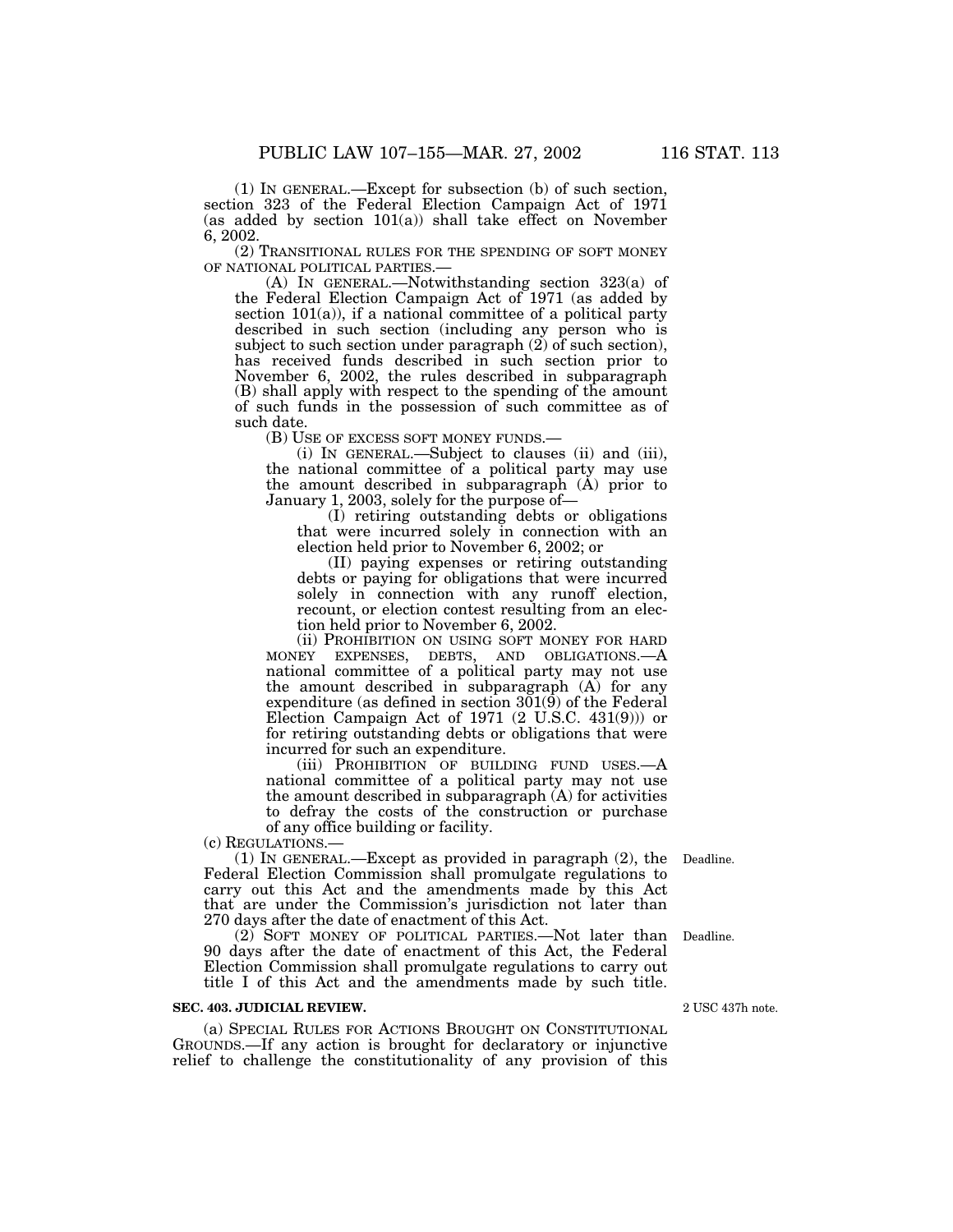(1) IN GENERAL.—Except for subsection (b) of such section, section 323 of the Federal Election Campaign Act of 1971 (as added by section 101(a)) shall take effect on November 6, 2002.

(2) TRANSITIONAL RULES FOR THE SPENDING OF SOFT MONEY OF NATIONAL POLITICAL PARTIES.—

(A) IN GENERAL.—Notwithstanding section 323(a) of the Federal Election Campaign Act of 1971 (as added by section 101(a)), if a national committee of a political party described in such section (including any person who is subject to such section under paragraph (2) of such section), has received funds described in such section prior to November 6, 2002, the rules described in subparagraph (B) shall apply with respect to the spending of the amount of such funds in the possession of such committee as of such date.

(B) USE OF EXCESS SOFT MONEY FUNDS.—

(i) IN GENERAL.—Subject to clauses (ii) and (iii), the national committee of a political party may use the amount described in subparagraph (A) prior to January 1, 2003, solely for the purpose of—

(I) retiring outstanding debts or obligations that were incurred solely in connection with an election held prior to November 6, 2002; or

(II) paying expenses or retiring outstanding debts or paying for obligations that were incurred solely in connection with any runoff election, recount, or election contest resulting from an election held prior to November 6, 2002.

(ii) PROHIBITION ON USING SOFT MONEY FOR HARD MONEY EXPENSES, DEBTS, AND OBLIGATIONS.—A national committee of a political party may not use the amount described in subparagraph (A) for any expenditure (as defined in section 301(9) of the Federal Election Campaign Act of 1971 (2 U.S.C. 431(9))) or for retiring outstanding debts or obligations that were incurred for such an expenditure.

(iii) PROHIBITION OF BUILDING FUND USES.—A national committee of a political party may not use the amount described in subparagraph (A) for activities to defray the costs of the construction or purchase of any office building or facility.

(c) REGULATIONS.—

Deadline.

(1) IN GENERAL.—Except as provided in paragraph (2), the Federal Election Commission shall promulgate regulations to carry out this Act and the amendments made by this Act that are under the Commission's jurisdiction not later than 270 days after the date of enactment of this Act.

Deadline.

(2) SOFT MONEY OF POLITICAL PARTIES.—Not later than 90 days after the date of enactment of this Act, the Federal Election Commission shall promulgate regulations to carry out title I of this Act and the amendments made by such title.

2 USC 437h note.

**SEC. 403. JUDICIAL REVIEW.**

(a) SPECIAL RULES FOR ACTIONS BROUGHT ON CONSTITUTIONAL GROUNDS.—If any action is brought for declaratory or injunctive relief to challenge the constitutionality of any provision of this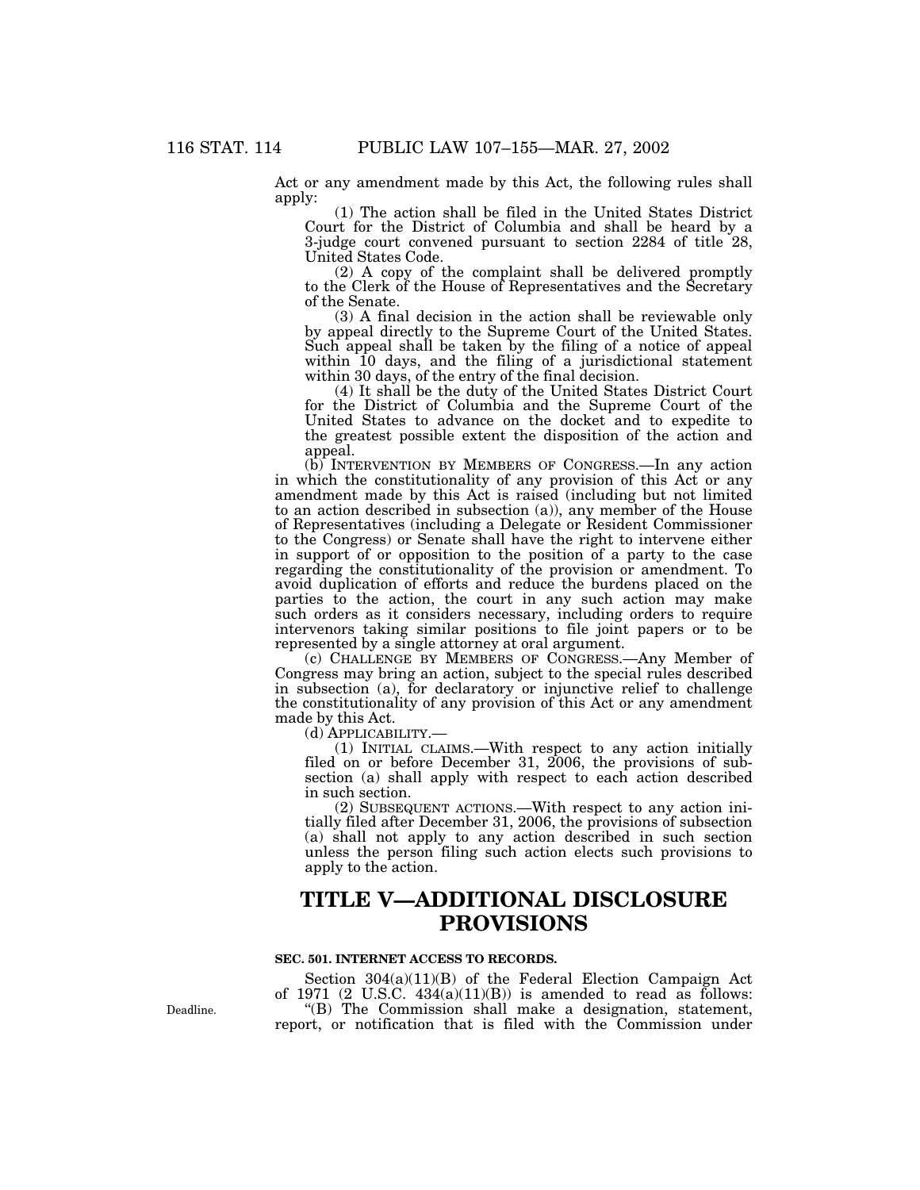Act or any amendment made by this Act, the following rules shall apply:

(1) The action shall be filed in the United States District Court for the District of Columbia and shall be heard by a 3-judge court convened pursuant to section 2284 of title 28, United States Code.

(2) A copy of the complaint shall be delivered promptly to the Clerk of the House of Representatives and the Secretary of the Senate.

(3) A final decision in the action shall be reviewable only by appeal directly to the Supreme Court of the United States. Such appeal shall be taken by the filing of a notice of appeal within 10 days, and the filing of a jurisdictional statement within 30 days, of the entry of the final decision.

(4) It shall be the duty of the United States District Court for the District of Columbia and the Supreme Court of the United States to advance on the docket and to expedite to the greatest possible extent the disposition of the action and appeal.

(b) INTERVENTION BY MEMBERS OF CONGRESS.—In any action in which the constitutionality of any provision of this Act or any amendment made by this Act is raised (including but not limited to an action described in subsection (a)), any member of the House of Representatives (including a Delegate or Resident Commissioner to the Congress) or Senate shall have the right to intervene either in support of or opposition to the position of a party to the case regarding the constitutionality of the provision or amendment. To avoid duplication of efforts and reduce the burdens placed on the parties to the action, the court in any such action may make such orders as it considers necessary, including orders to require intervenors taking similar positions to file joint papers or to be represented by a single attorney at oral argument.

(c) CHALLENGE BY MEMBERS OF CONGRESS.—Any Member of Congress may bring an action, subject to the special rules described in subsection (a), for declaratory or injunctive relief to challenge the constitutionality of any provision of this Act or any amendment made by this Act.

(d) APPLICABILITY.—

(1) INITIAL CLAIMS.—With respect to any action initially filed on or before December 31, 2006, the provisions of subsection (a) shall apply with respect to each action described in such section.

(2) SUBSEQUENT ACTIONS.—With respect to any action initially filed after December 31, 2006, the provisions of subsection (a) shall not apply to any action described in such section unless the person filing such action elects such provisions to apply to the action.

# TITLE V—ADDITIONAL DISCLOSURE PROVISIONS

### SEC. 501. INTERNET ACCESS TO RECORDS.

Section 304(a)(11)(B) of the Federal Election Campaign Act of 1971 (2 U.S.C. 434(a)(11)(B)) is amended to read as follows:

Deadline.

"(B) The Commission shall make a designation, statement, report, or notification that is filed with the Commission under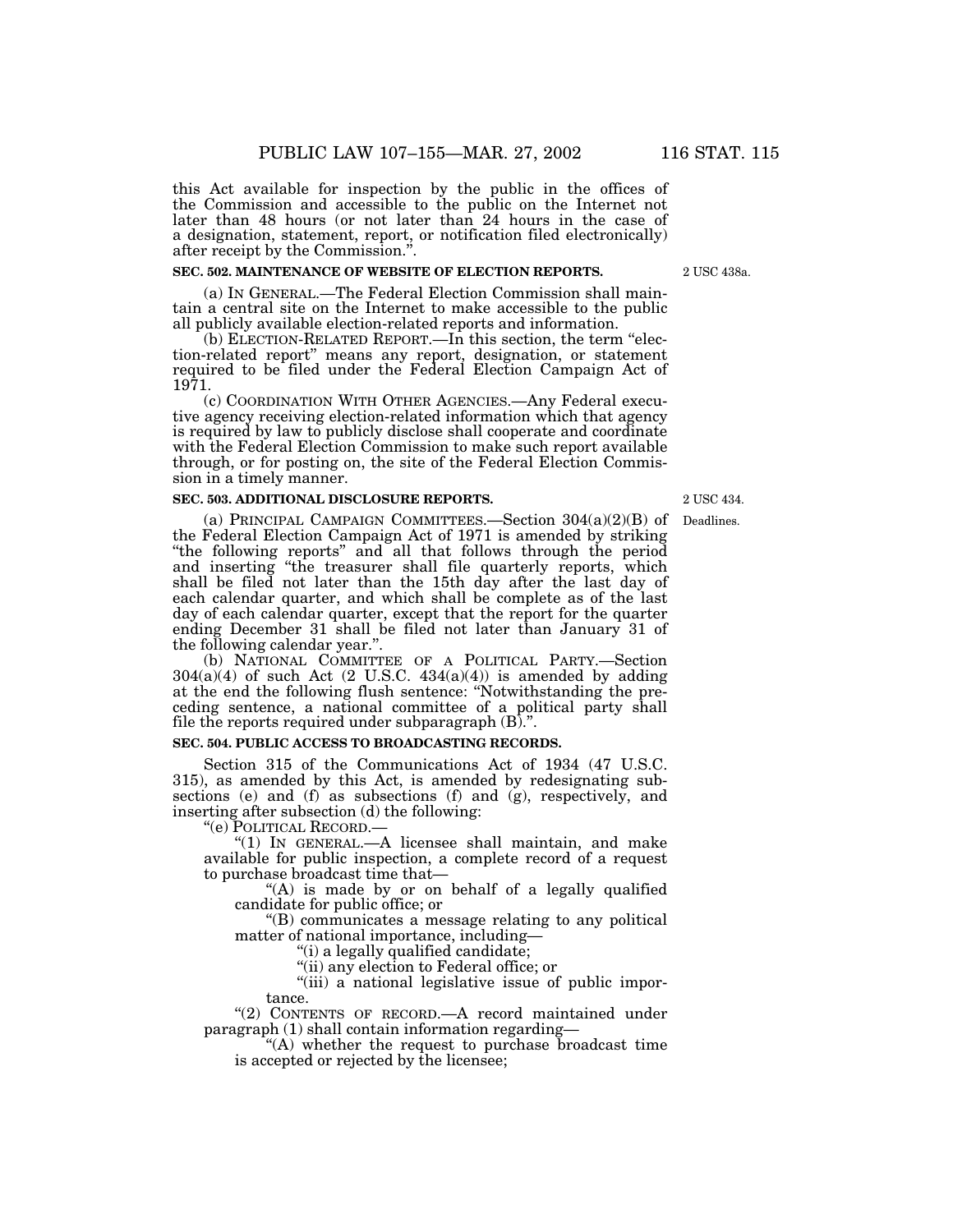this Act available for inspection by the public in the offices of the Commission and accessible to the public on the Internet not later than 48 hours (or not later than 24 hours in the case of a designation, statement, report, or notification filed electronically) after receipt by the Commission.''.

**SEC. 502. MAINTENANCE OF WEBSITE OF ELECTION REPORTS.**

2 USC 438a.

(a) IN GENERAL.—The Federal Election Commission shall maintain a central site on the Internet to make accessible to the public all publicly available election-related reports and information.

(b) ELECTION-RELATED REPORT.—In this section, the term ''election-related report'' means any report, designation, or statement required to be filed under the Federal Election Campaign Act of 1971.

(c) COORDINATION WITH OTHER AGENCIES.—Any Federal executive agency receiving election-related information which that agency is required by law to publicly disclose shall cooperate and coordinate with the Federal Election Commission to make such report available through, or for posting on, the site of the Federal Election Commission in a timely manner.

**SEC. 503. ADDITIONAL DISCLOSURE REPORTS.**

2 USC 434.

Deadlines.

(a) PRINCIPAL CAMPAIGN COMMITTEES.—Section 304(a)(2)(B) of the Federal Election Campaign Act of 1971 is amended by striking ''the following reports'' and all that follows through the period and inserting ''the treasurer shall file quarterly reports, which shall be filed not later than the 15th day after the last day of each calendar quarter, and which shall be complete as of the last day of each calendar quarter, except that the report for the quarter ending December 31 shall be filed not later than January 31 of the following calendar year.''.

(b) NATIONAL COMMITTEE OF A POLITICAL PARTY.—Section 304(a)(4) of such Act (2 U.S.C. 434(a)(4)) is amended by adding at the end the following flush sentence: ''Notwithstanding the preceding sentence, a national committee of a political party shall file the reports required under subparagraph (B).''.

**SEC. 504. PUBLIC ACCESS TO BROADCASTING RECORDS.**

Section 315 of the Communications Act of 1934 (47 U.S.C. 315), as amended by this Act, is amended by redesignating subsections (e) and (f) as subsections (f) and (g), respectively, and inserting after subsection (d) the following:

''(e) POLITICAL RECORD.—

''(1) IN GENERAL.—A licensee shall maintain, and make available for public inspection, a complete record of a request to purchase broadcast time that—

''(A) is made by or on behalf of a legally qualified candidate for public office; or

''(B) communicates a message relating to any political matter of national importance, including—

''(i) a legally qualified candidate;

''(ii) any election to Federal office; or

''(iii) a national legislative issue of public importance.

''(2) CONTENTS OF RECORD.—A record maintained under paragraph (1) shall contain information regarding—

''(A) whether the request to purchase broadcast time is accepted or rejected by the licensee;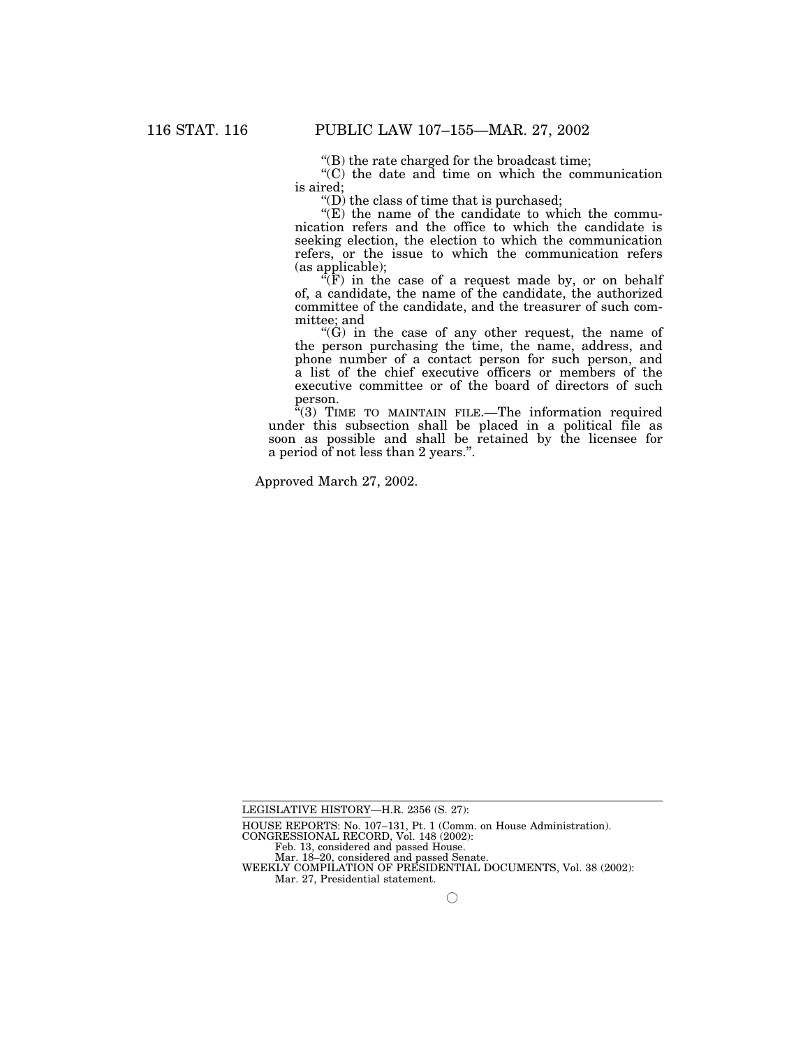"(B) the rate charged for the broadcast time;

"(C) the date and time on which the communication is aired;

"(D) the class of time that is purchased;

"(E) the name of the candidate to which the communication refers and the office to which the candidate is seeking election, the election to which the communication refers, or the issue to which the communication refers (as applicable);

"(F) in the case of a request made by, or on behalf of, a candidate, the name of the candidate, the authorized committee of the candidate, and the treasurer of such committee; and

"(G) in the case of any other request, the name of the person purchasing the time, the name, address, and phone number of a contact person for such person, and a list of the chief executive officers or members of the executive committee or of the board of directors of such person.

"(3) TIME TO MAINTAIN FILE.—The information required under this subsection shall be placed in a political file as soon as possible and shall be retained by the licensee for a period of not less than 2 years.".

Approved March 27, 2002.

---

LEGISLATIVE HISTORY—H.R. 2356 (S. 27):

HOUSE REPORTS: No. 107–131, Pt. 1 (Comm. on House Administration).
CONGRESSIONAL RECORD, Vol. 148 (2002):
Feb. 13, considered and passed House.
Mar. 18–20, considered and passed Senate.
WEEKLY COMPILATION OF PRESIDENTIAL DOCUMENTS, Vol. 38 (2002):
Mar. 27, Presidential statement.